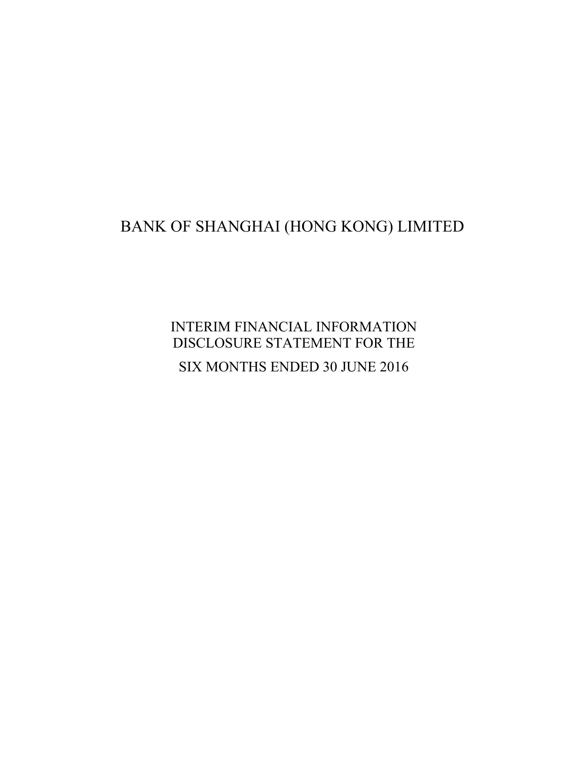# BANK OF SHANGHAI (HONG KONG) LIMITED

## INTERIM FINANCIAL INFORMATION DISCLOSURE STATEMENT FOR THE SIX MONTHS ENDED 30 JUNE 2016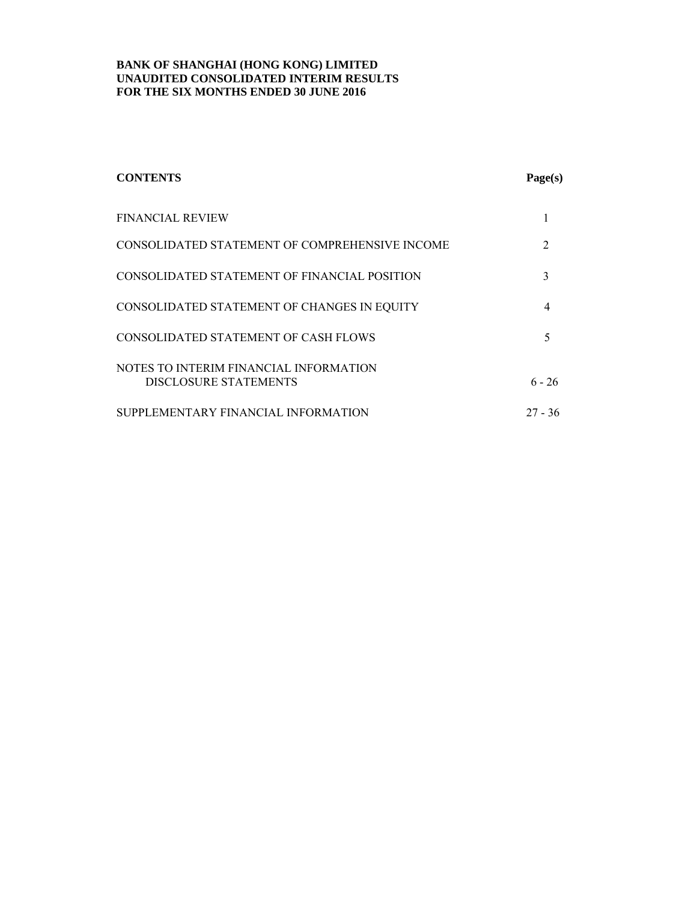**BANK OF SHANGHAI (HONG KONG) LIMITED**
**UNAUDITED CONSOLIDATED INTERIM RESULTS**
**FOR THE SIX MONTHS ENDED 30 JUNE 2016**

| **CONTENTS** | **Page(s)** |
|---|---|
| FINANCIAL REVIEW | 1 |
| CONSOLIDATED STATEMENT OF COMPREHENSIVE INCOME | 2 |
| CONSOLIDATED STATEMENT OF FINANCIAL POSITION | 3 |
| CONSOLIDATED STATEMENT OF CHANGES IN EQUITY | 4 |
| CONSOLIDATED STATEMENT OF CASH FLOWS | 5 |
| NOTES TO INTERIM FINANCIAL INFORMATION DISCLOSURE STATEMENTS | 6 - 26 |
| SUPPLEMENTARY FINANCIAL INFORMATION | 27 - 36 |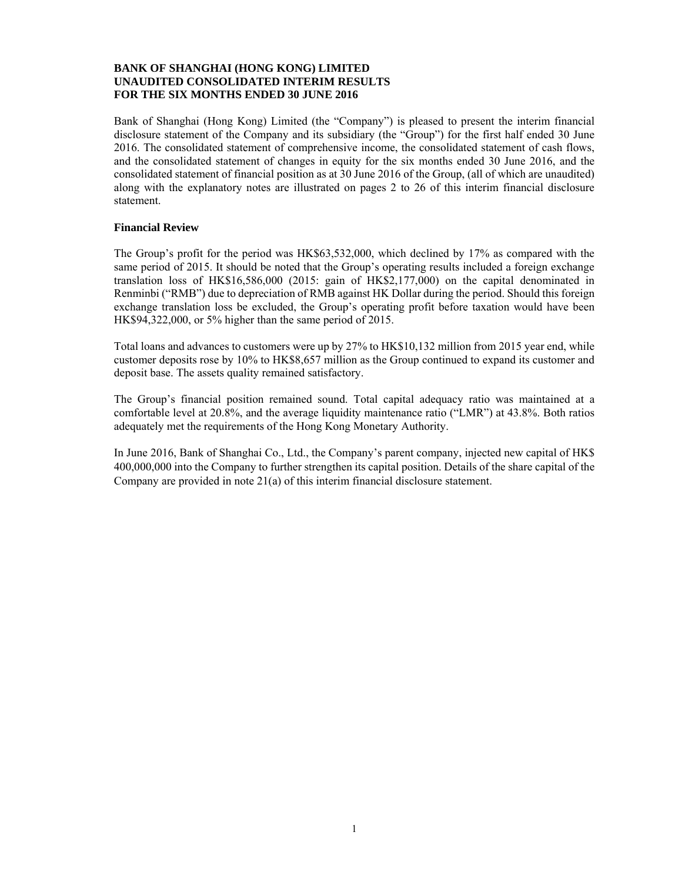**BANK OF SHANGHAI (HONG KONG) LIMITED**
**UNAUDITED CONSOLIDATED INTERIM RESULTS**
**FOR THE SIX MONTHS ENDED 30 JUNE 2016**

Bank of Shanghai (Hong Kong) Limited (the "Company") is pleased to present the interim financial disclosure statement of the Company and its subsidiary (the "Group") for the first half ended 30 June 2016. The consolidated statement of comprehensive income, the consolidated statement of cash flows, and the consolidated statement of changes in equity for the six months ended 30 June 2016, and the consolidated statement of financial position as at 30 June 2016 of the Group, (all of which are unaudited) along with the explanatory notes are illustrated on pages 2 to 26 of this interim financial disclosure statement.

**Financial Review**

The Group's profit for the period was HK$63,532,000, which declined by 17% as compared with the same period of 2015. It should be noted that the Group's operating results included a foreign exchange translation loss of HK$16,586,000 (2015: gain of HK$2,177,000) on the capital denominated in Renminbi ("RMB") due to depreciation of RMB against HK Dollar during the period. Should this foreign exchange translation loss be excluded, the Group's operating profit before taxation would have been HK$94,322,000, or 5% higher than the same period of 2015.

Total loans and advances to customers were up by 27% to HK$10,132 million from 2015 year end, while customer deposits rose by 10% to HK$8,657 million as the Group continued to expand its customer and deposit base. The assets quality remained satisfactory.

The Group's financial position remained sound. Total capital adequacy ratio was maintained at a comfortable level at 20.8%, and the average liquidity maintenance ratio ("LMR") at 43.8%. Both ratios adequately met the requirements of the Hong Kong Monetary Authority.

In June 2016, Bank of Shanghai Co., Ltd., the Company's parent company, injected new capital of HK$ 400,000,000 into the Company to further strengthen its capital position. Details of the share capital of the Company are provided in note 21(a) of this interim financial disclosure statement.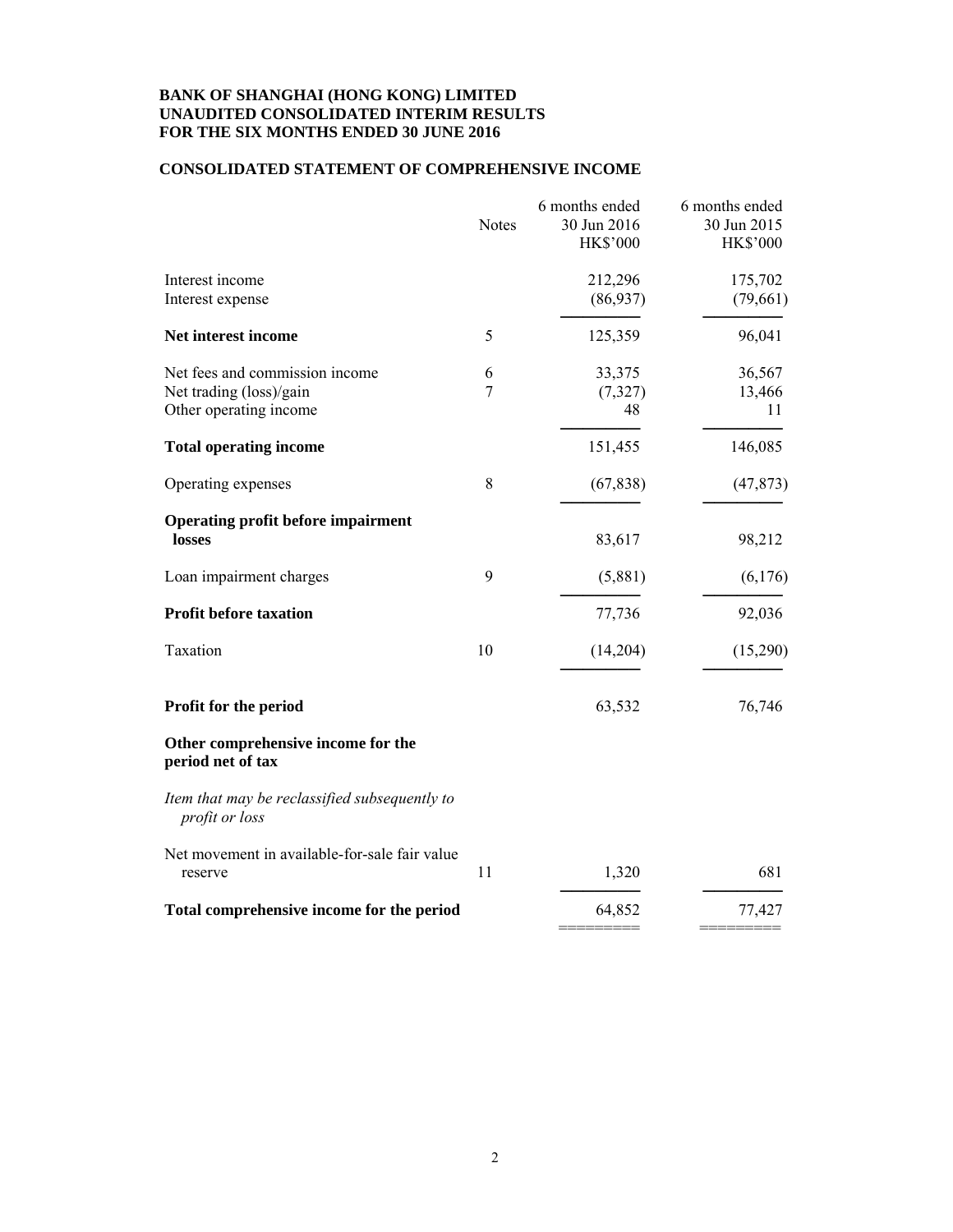**BANK OF SHANGHAI (HONG KONG) LIMITED**
**UNAUDITED CONSOLIDATED INTERIM RESULTS**
**FOR THE SIX MONTHS ENDED 30 JUNE 2016**

## CONSOLIDATED STATEMENT OF COMPREHENSIVE INCOME

| | Notes | 6 months ended 30 Jun 2016 HK$'000 | 6 months ended 30 Jun 2015 HK$'000 |
|---|---|---|---|
| Interest income | | 212,296 | 175,702 |
| Interest expense | | (86,937) | (79,661) |
| **Net interest income** | 5 | 125,359 | 96,041 |
| Net fees and commission income | 6 | 33,375 | 36,567 |
| Net trading (loss)/gain | 7 | (7,327) | 13,466 |
| Other operating income | | 48 | 11 |
| **Total operating income** | | 151,455 | 146,085 |
| Operating expenses | 8 | (67,838) | (47,873) |
| **Operating profit before impairment losses** | | 83,617 | 98,212 |
| Loan impairment charges | 9 | (5,881) | (6,176) |
| **Profit before taxation** | | 77,736 | 92,036 |
| Taxation | 10 | (14,204) | (15,290) |
| **Profit for the period** | | 63,532 | 76,746 |
| **Other comprehensive income for the period net of tax** | | | |
| *Item that may be reclassified subsequently to profit or loss* | | | |
| Net movement in available-for-sale fair value reserve | 11 | 1,320 | 681 |
| **Total comprehensive income for the period** | | 64,852 | 77,427 |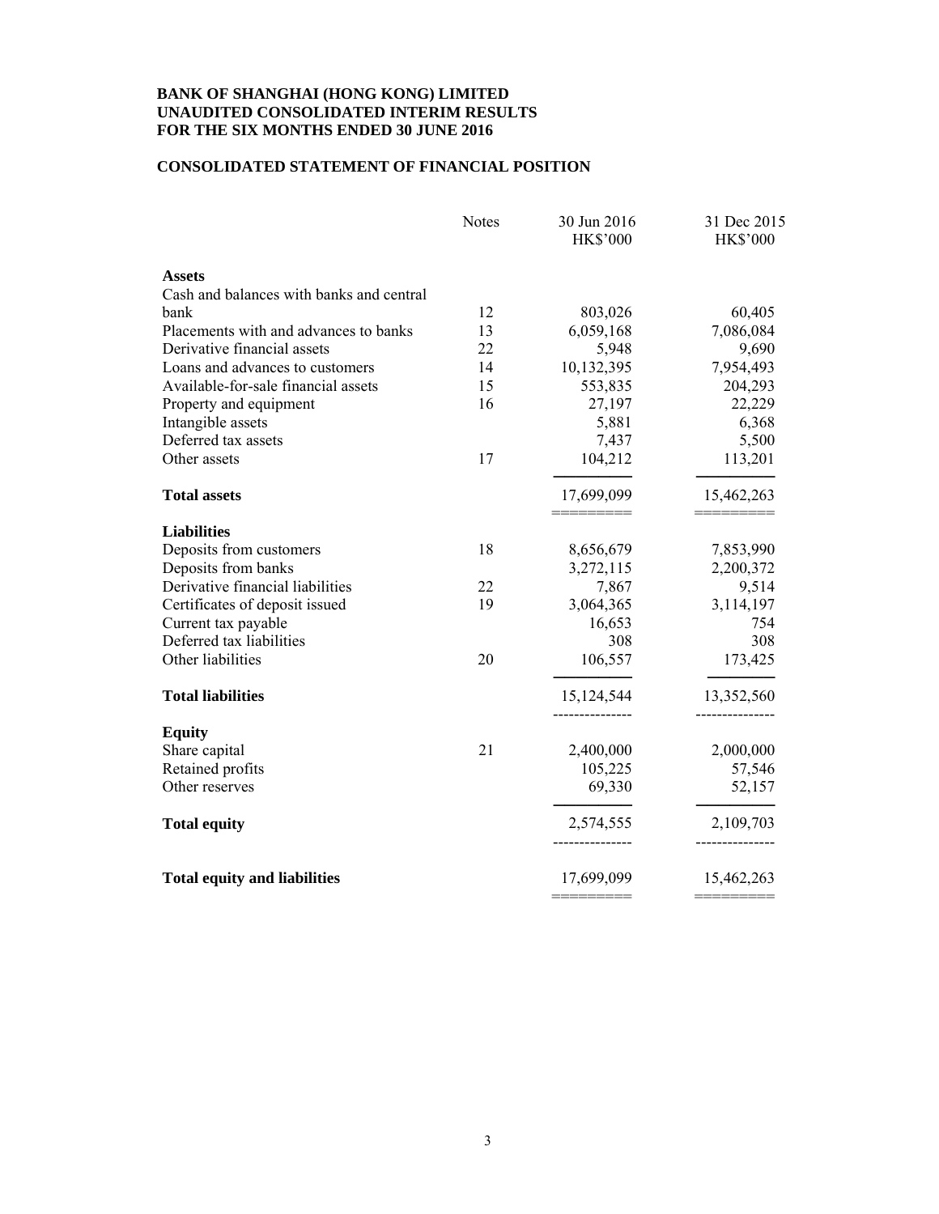**BANK OF SHANGHAI (HONG KONG) LIMITED**
**UNAUDITED CONSOLIDATED INTERIM RESULTS**
**FOR THE SIX MONTHS ENDED 30 JUNE 2016**

## CONSOLIDATED STATEMENT OF FINANCIAL POSITION

| | Notes | 30 Jun 2016 HK$'000 | 31 Dec 2015 HK$'000 |
|---|---|---|---|
| **Assets** | | | |
| Cash and balances with banks and central bank | 12 | 803,026 | 60,405 |
| Placements with and advances to banks | 13 | 6,059,168 | 7,086,084 |
| Derivative financial assets | 22 | 5,948 | 9,690 |
| Loans and advances to customers | 14 | 10,132,395 | 7,954,493 |
| Available-for-sale financial assets | 15 | 553,835 | 204,293 |
| Property and equipment | 16 | 27,197 | 22,229 |
| Intangible assets | | 5,881 | 6,368 |
| Deferred tax assets | | 7,437 | 5,500 |
| Other assets | 17 | 104,212 | 113,201 |
| **Total assets** | | 17,699,099 | 15,462,263 |
| **Liabilities** | | | |
| Deposits from customers | 18 | 8,656,679 | 7,853,990 |
| Deposits from banks | | 3,272,115 | 2,200,372 |
| Derivative financial liabilities | 22 | 7,867 | 9,514 |
| Certificates of deposit issued | 19 | 3,064,365 | 3,114,197 |
| Current tax payable | | 16,653 | 754 |
| Deferred tax liabilities | | 308 | 308 |
| Other liabilities | 20 | 106,557 | 173,425 |
| **Total liabilities** | | 15,124,544 | 13,352,560 |
| **Equity** | | | |
| Share capital | 21 | 2,400,000 | 2,000,000 |
| Retained profits | | 105,225 | 57,546 |
| Other reserves | | 69,330 | 52,157 |
| **Total equity** | | 2,574,555 | 2,109,703 |
| **Total equity and liabilities** | | 17,699,099 | 15,462,263 |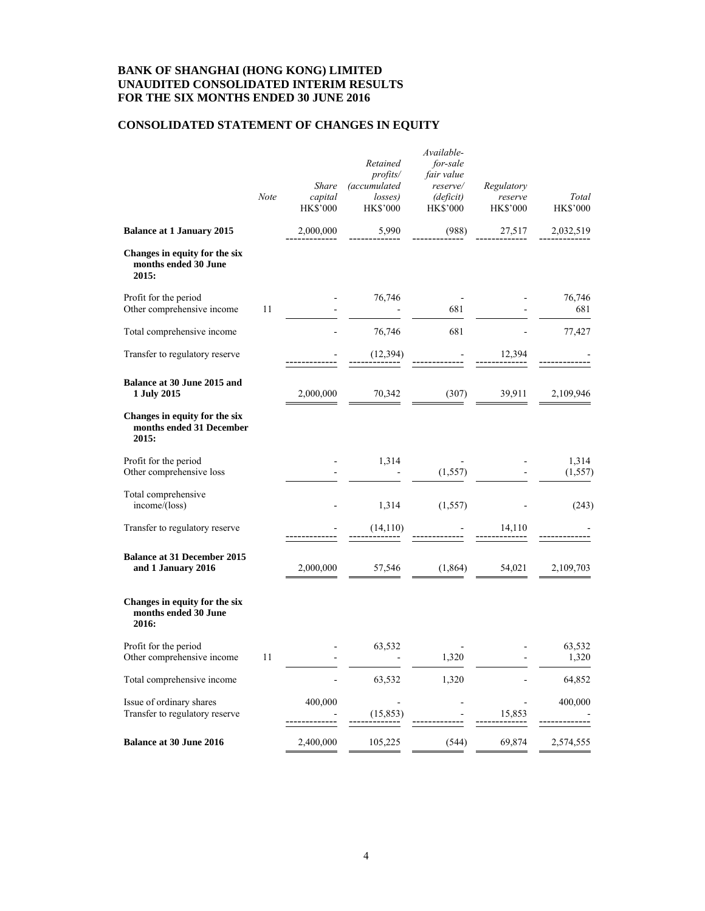**BANK OF SHANGHAI (HONG KONG) LIMITED**
**UNAUDITED CONSOLIDATED INTERIM RESULTS**
**FOR THE SIX MONTHS ENDED 30 JUNE 2016**

## CONSOLIDATED STATEMENT OF CHANGES IN EQUITY

| | *Note* | *Share capital* HK$'000 | *Retained profits/ (accumulated losses)* HK$'000 | *Available-for-sale fair value reserve/ (deficit)* HK$'000 | *Regulatory reserve* HK$'000 | *Total* HK$'000 |
|---|---|---|---|---|---|---|
| **Balance at 1 January 2015** | | 2,000,000 | 5,990 | (988) | 27,517 | 2,032,519 |
| **Changes in equity for the six months ended 30 June 2015:** | | | | | | |
| Profit for the period | | - | 76,746 | - | - | 76,746 |
| Other comprehensive income | 11 | - | - | 681 | - | 681 |
| Total comprehensive income | | - | 76,746 | 681 | - | 77,427 |
| Transfer to regulatory reserve | | - | (12,394) | - | 12,394 | - |
| **Balance at 30 June 2015 and 1 July 2015** | | 2,000,000 | 70,342 | (307) | 39,911 | 2,109,946 |
| **Changes in equity for the six months ended 31 December 2015:** | | | | | | |
| Profit for the period | | - | 1,314 | - | - | 1,314 |
| Other comprehensive loss | | - | - | (1,557) | - | (1,557) |
| Total comprehensive income/(loss) | | - | 1,314 | (1,557) | - | (243) |
| Transfer to regulatory reserve | | - | (14,110) | - | 14,110 | - |
| **Balance at 31 December 2015 and 1 January 2016** | | 2,000,000 | 57,546 | (1,864) | 54,021 | 2,109,703 |
| **Changes in equity for the six months ended 30 June 2016:** | | | | | | |
| Profit for the period | | - | 63,532 | - | - | 63,532 |
| Other comprehensive income | 11 | - | - | 1,320 | - | 1,320 |
| Total comprehensive income | | - | 63,532 | 1,320 | - | 64,852 |
| Issue of ordinary shares | | 400,000 | - | - | - | 400,000 |
| Transfer to regulatory reserve | | - | (15,853) | - | 15,853 | - |
| **Balance at 30 June 2016** | | 2,400,000 | 105,225 | (544) | 69,874 | 2,574,555 |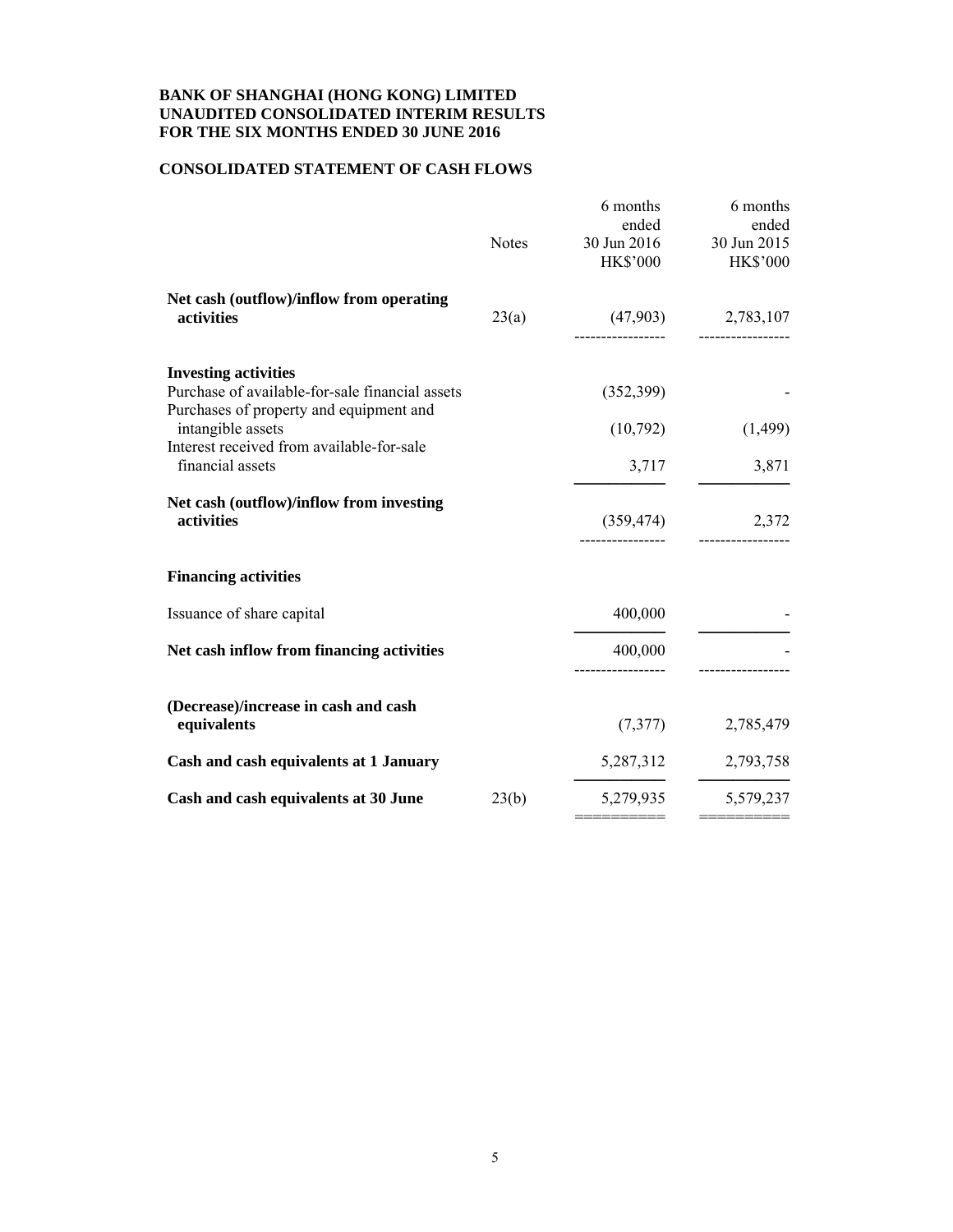**BANK OF SHANGHAI (HONG KONG) LIMITED**
**UNAUDITED CONSOLIDATED INTERIM RESULTS**
**FOR THE SIX MONTHS ENDED 30 JUNE 2016**

## CONSOLIDATED STATEMENT OF CASH FLOWS

| | Notes | 6 months ended 30 Jun 2016 HK$'000 | 6 months ended 30 Jun 2015 HK$'000 |
|---|---|---|---|
| **Net cash (outflow)/inflow from operating activities** | 23(a) | (47,903) | 2,783,107 |
| **Investing activities** | | | |
| Purchase of available-for-sale financial assets | | (352,399) | - |
| Purchases of property and equipment and intangible assets | | (10,792) | (1,499) |
| Interest received from available-for-sale financial assets | | 3,717 | 3,871 |
| **Net cash (outflow)/inflow from investing activities** | | (359,474) | 2,372 |
| **Financing activities** | | | |
| Issuance of share capital | | 400,000 | - |
| **Net cash inflow from financing activities** | | 400,000 | - |
| **(Decrease)/increase in cash and cash equivalents** | | (7,377) | 2,785,479 |
| **Cash and cash equivalents at 1 January** | | 5,287,312 | 2,793,758 |
| **Cash and cash equivalents at 30 June** | 23(b) | 5,279,935 | 5,579,237 |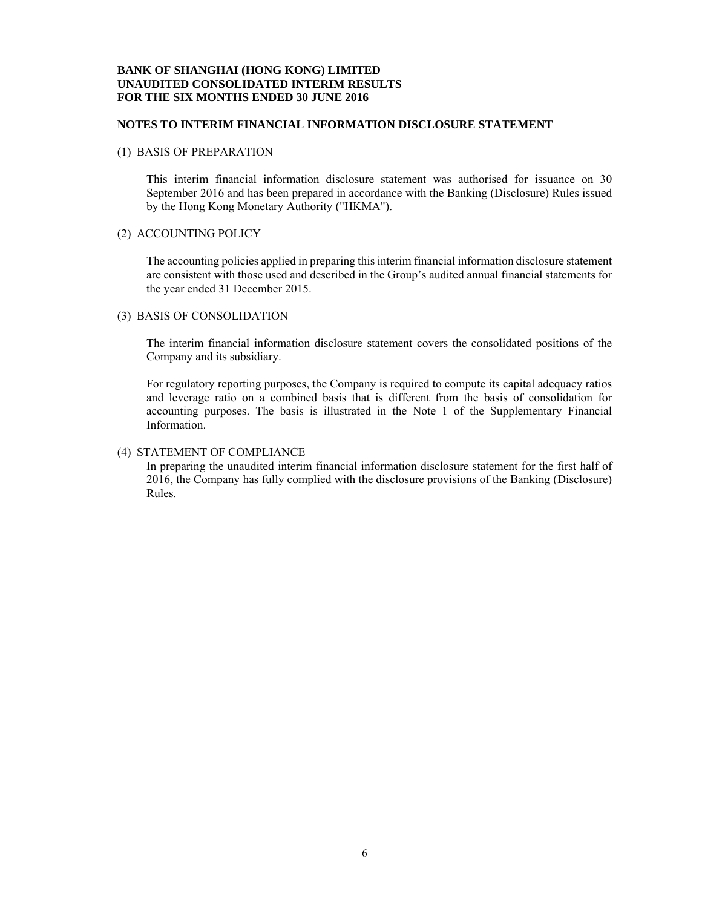**BANK OF SHANGHAI (HONG KONG) LIMITED**
**UNAUDITED CONSOLIDATED INTERIM RESULTS**
**FOR THE SIX MONTHS ENDED 30 JUNE 2016**

## NOTES TO INTERIM FINANCIAL INFORMATION DISCLOSURE STATEMENT

(1) BASIS OF PREPARATION

This interim financial information disclosure statement was authorised for issuance on 30 September 2016 and has been prepared in accordance with the Banking (Disclosure) Rules issued by the Hong Kong Monetary Authority ("HKMA").

(2) ACCOUNTING POLICY

The accounting policies applied in preparing this interim financial information disclosure statement are consistent with those used and described in the Group's audited annual financial statements for the year ended 31 December 2015.

(3) BASIS OF CONSOLIDATION

The interim financial information disclosure statement covers the consolidated positions of the Company and its subsidiary.

For regulatory reporting purposes, the Company is required to compute its capital adequacy ratios and leverage ratio on a combined basis that is different from the basis of consolidation for accounting purposes. The basis is illustrated in the Note 1 of the Supplementary Financial Information.

(4) STATEMENT OF COMPLIANCE

In preparing the unaudited interim financial information disclosure statement for the first half of 2016, the Company has fully complied with the disclosure provisions of the Banking (Disclosure) Rules.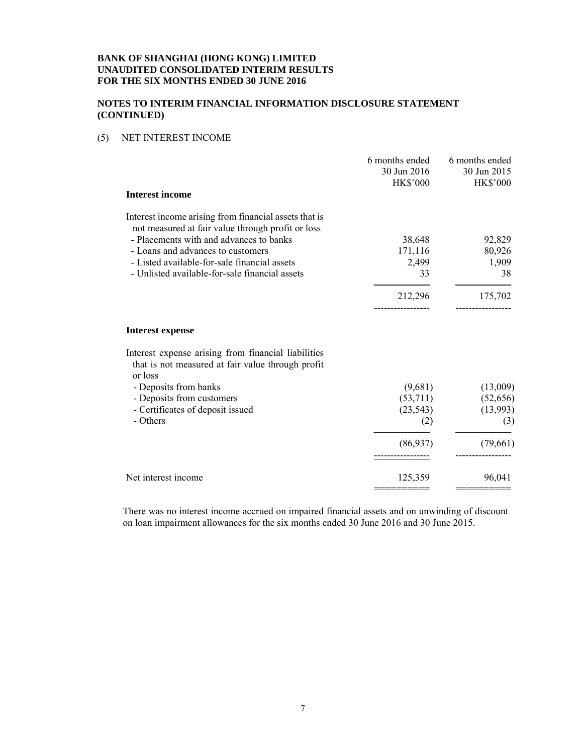**BANK OF SHANGHAI (HONG KONG) LIMITED**
**UNAUDITED CONSOLIDATED INTERIM RESULTS**
**FOR THE SIX MONTHS ENDED 30 JUNE 2016**

**NOTES TO INTERIM FINANCIAL INFORMATION DISCLOSURE STATEMENT (CONTINUED)**

(5) NET INTEREST INCOME

| | 6 months ended 30 Jun 2016 HK$'000 | 6 months ended 30 Jun 2015 HK$'000 |
|---|---|---|
| **Interest income** | | |
| Interest income arising from financial assets that is not measured at fair value through profit or loss | | |
| - Placements with and advances to banks | 38,648 | 92,829 |
| - Loans and advances to customers | 171,116 | 80,926 |
| - Listed available-for-sale financial assets | 2,499 | 1,909 |
| - Unlisted available-for-sale financial assets | 33 | 38 |
| | 212,296 | 175,702 |
| **Interest expense** | | |
| Interest expense arising from financial liabilities that is not measured at fair value through profit or loss | | |
| - Deposits from banks | (9,681) | (13,009) |
| - Deposits from customers | (53,711) | (52,656) |
| - Certificates of deposit issued | (23,543) | (13,993) |
| - Others | (2) | (3) |
| | (86,937) | (79,661) |
| Net interest income | 125,359 | 96,041 |

There was no interest income accrued on impaired financial assets and on unwinding of discount on loan impairment allowances for the six months ended 30 June 2016 and 30 June 2015.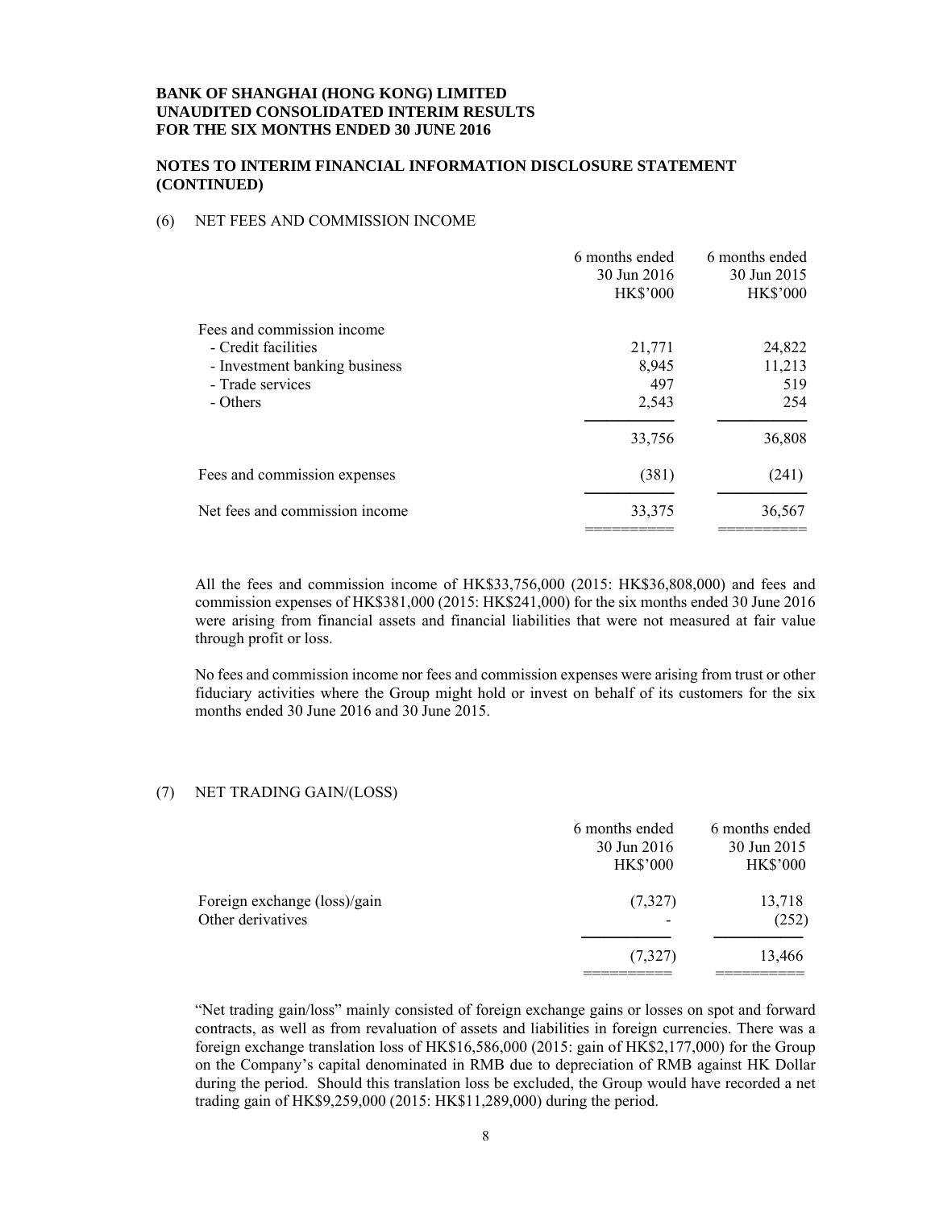**BANK OF SHANGHAI (HONG KONG) LIMITED**
**UNAUDITED CONSOLIDATED INTERIM RESULTS**
**FOR THE SIX MONTHS ENDED 30 JUNE 2016**

**NOTES TO INTERIM FINANCIAL INFORMATION DISCLOSURE STATEMENT (CONTINUED)**

(6) NET FEES AND COMMISSION INCOME

| | 6 months ended 30 Jun 2016 HK$'000 | 6 months ended 30 Jun 2015 HK$'000 |
|---|---|---|
| Fees and commission income | | |
| - Credit facilities | 21,771 | 24,822 |
| - Investment banking business | 8,945 | 11,213 |
| - Trade services | 497 | 519 |
| - Others | 2,543 | 254 |
| | 33,756 | 36,808 |
| Fees and commission expenses | (381) | (241) |
| Net fees and commission income | 33,375 | 36,567 |

All the fees and commission income of HK$33,756,000 (2015: HK$36,808,000) and fees and commission expenses of HK$381,000 (2015: HK$241,000) for the six months ended 30 June 2016 were arising from financial assets and financial liabilities that were not measured at fair value through profit or loss.

No fees and commission income nor fees and commission expenses were arising from trust or other fiduciary activities where the Group might hold or invest on behalf of its customers for the six months ended 30 June 2016 and 30 June 2015.

(7) NET TRADING GAIN/(LOSS)

| | 6 months ended 30 Jun 2016 HK$'000 | 6 months ended 30 Jun 2015 HK$'000 |
|---|---|---|
| Foreign exchange (loss)/gain | (7,327) | 13,718 |
| Other derivatives | - | (252) |
| | (7,327) | 13,466 |

"Net trading gain/loss" mainly consisted of foreign exchange gains or losses on spot and forward contracts, as well as from revaluation of assets and liabilities in foreign currencies. There was a foreign exchange translation loss of HK$16,586,000 (2015: gain of HK$2,177,000) for the Group on the Company's capital denominated in RMB due to depreciation of RMB against HK Dollar during the period. Should this translation loss be excluded, the Group would have recorded a net trading gain of HK$9,259,000 (2015: HK$11,289,000) during the period.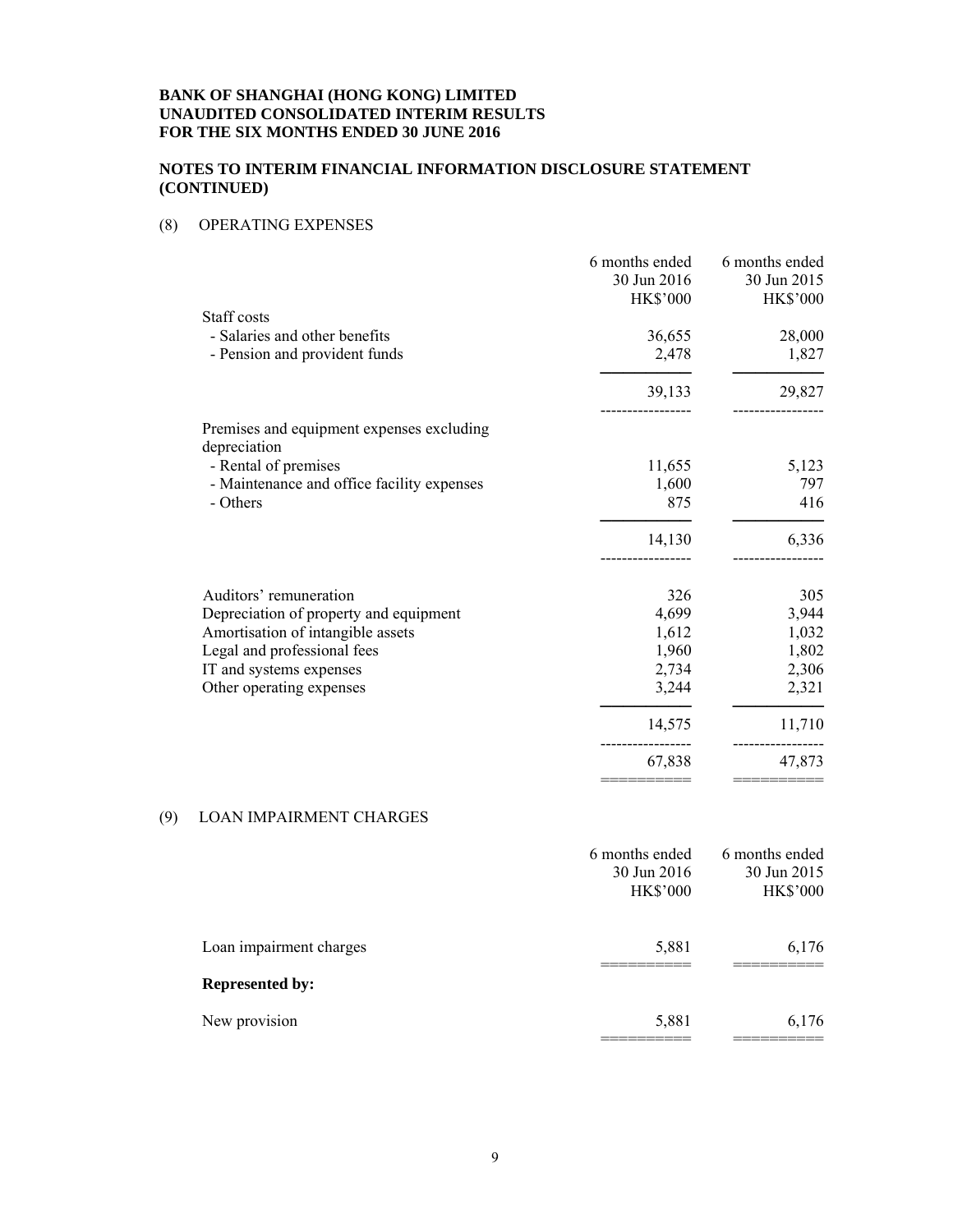**BANK OF SHANGHAI (HONG KONG) LIMITED**
**UNAUDITED CONSOLIDATED INTERIM RESULTS**
**FOR THE SIX MONTHS ENDED 30 JUNE 2016**

**NOTES TO INTERIM FINANCIAL INFORMATION DISCLOSURE STATEMENT (CONTINUED)**

(8) OPERATING EXPENSES

| | 6 months ended 30 Jun 2016 HK$'000 | 6 months ended 30 Jun 2015 HK$'000 |
|---|---|---|
| Staff costs | | |
| - Salaries and other benefits | 36,655 | 28,000 |
| - Pension and provident funds | 2,478 | 1,827 |
| | 39,133 | 29,827 |
| Premises and equipment expenses excluding depreciation | | |
| - Rental of premises | 11,655 | 5,123 |
| - Maintenance and office facility expenses | 1,600 | 797 |
| - Others | 875 | 416 |
| | 14,130 | 6,336 |
| Auditors' remuneration | 326 | 305 |
| Depreciation of property and equipment | 4,699 | 3,944 |
| Amortisation of intangible assets | 1,612 | 1,032 |
| Legal and professional fees | 1,960 | 1,802 |
| IT and systems expenses | 2,734 | 2,306 |
| Other operating expenses | 3,244 | 2,321 |
| | 14,575 | 11,710 |
| | 67,838 | 47,873 |

(9) LOAN IMPAIRMENT CHARGES

| | 6 months ended 30 Jun 2016 HK$'000 | 6 months ended 30 Jun 2015 HK$'000 |
|---|---|---|
| Loan impairment charges | 5,881 | 6,176 |
| **Represented by:** | | |
| New provision | 5,881 | 6,176 |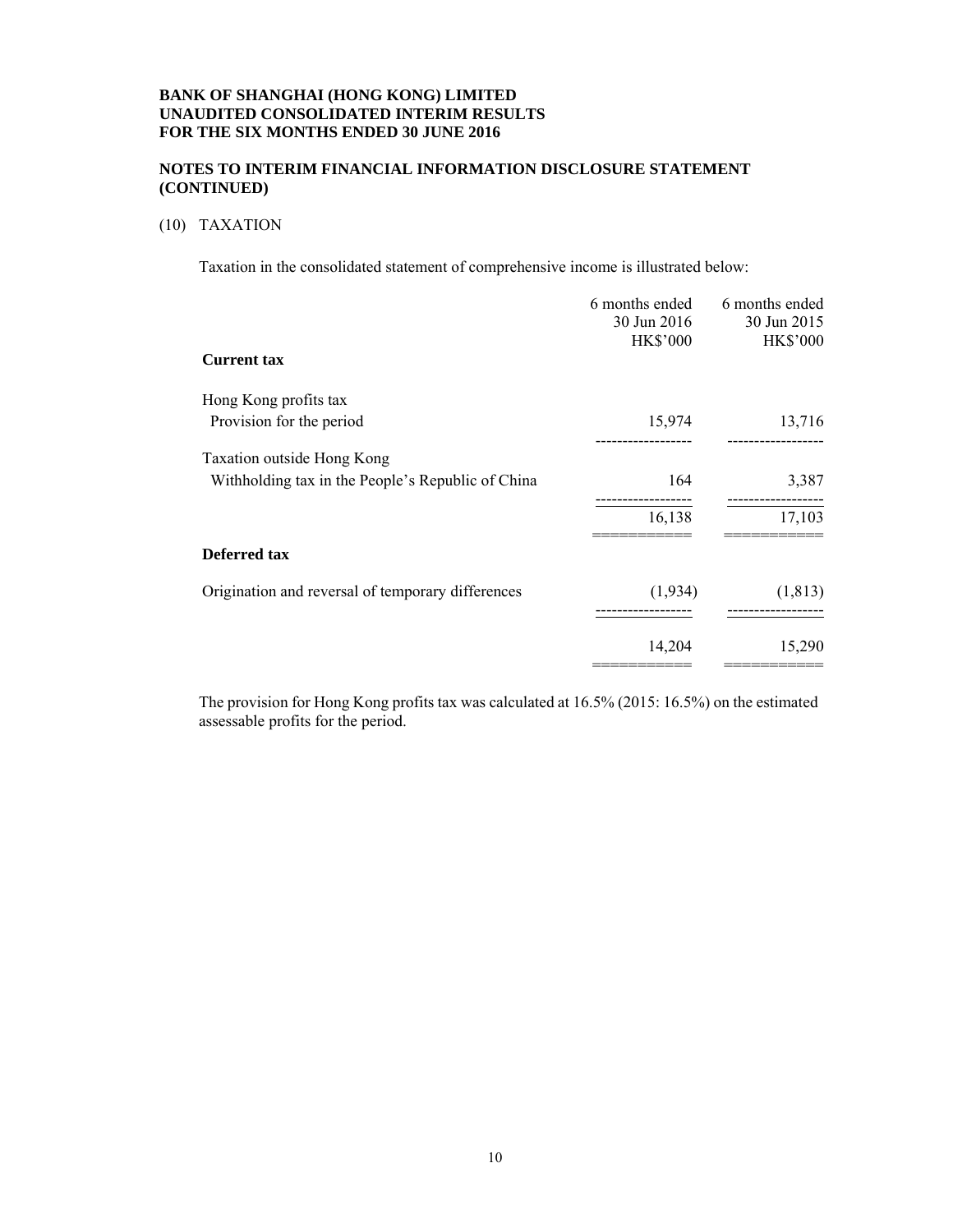**BANK OF SHANGHAI (HONG KONG) LIMITED**
**UNAUDITED CONSOLIDATED INTERIM RESULTS**
**FOR THE SIX MONTHS ENDED 30 JUNE 2016**

**NOTES TO INTERIM FINANCIAL INFORMATION DISCLOSURE STATEMENT (CONTINUED)**

(10) TAXATION

Taxation in the consolidated statement of comprehensive income is illustrated below:

| | 6 months ended 30 Jun 2016 HK$'000 | 6 months ended 30 Jun 2015 HK$'000 |
|---|---|---|
| **Current tax** | | |
| Hong Kong profits tax | | |
| Provision for the period | 15,974 | 13,716 |
| Taxation outside Hong Kong | | |
| Withholding tax in the People's Republic of China | 164 | 3,387 |
| | 16,138 | 17,103 |
| **Deferred tax** | | |
| Origination and reversal of temporary differences | (1,934) | (1,813) |
| | 14,204 | 15,290 |

The provision for Hong Kong profits tax was calculated at 16.5% (2015: 16.5%) on the estimated assessable profits for the period.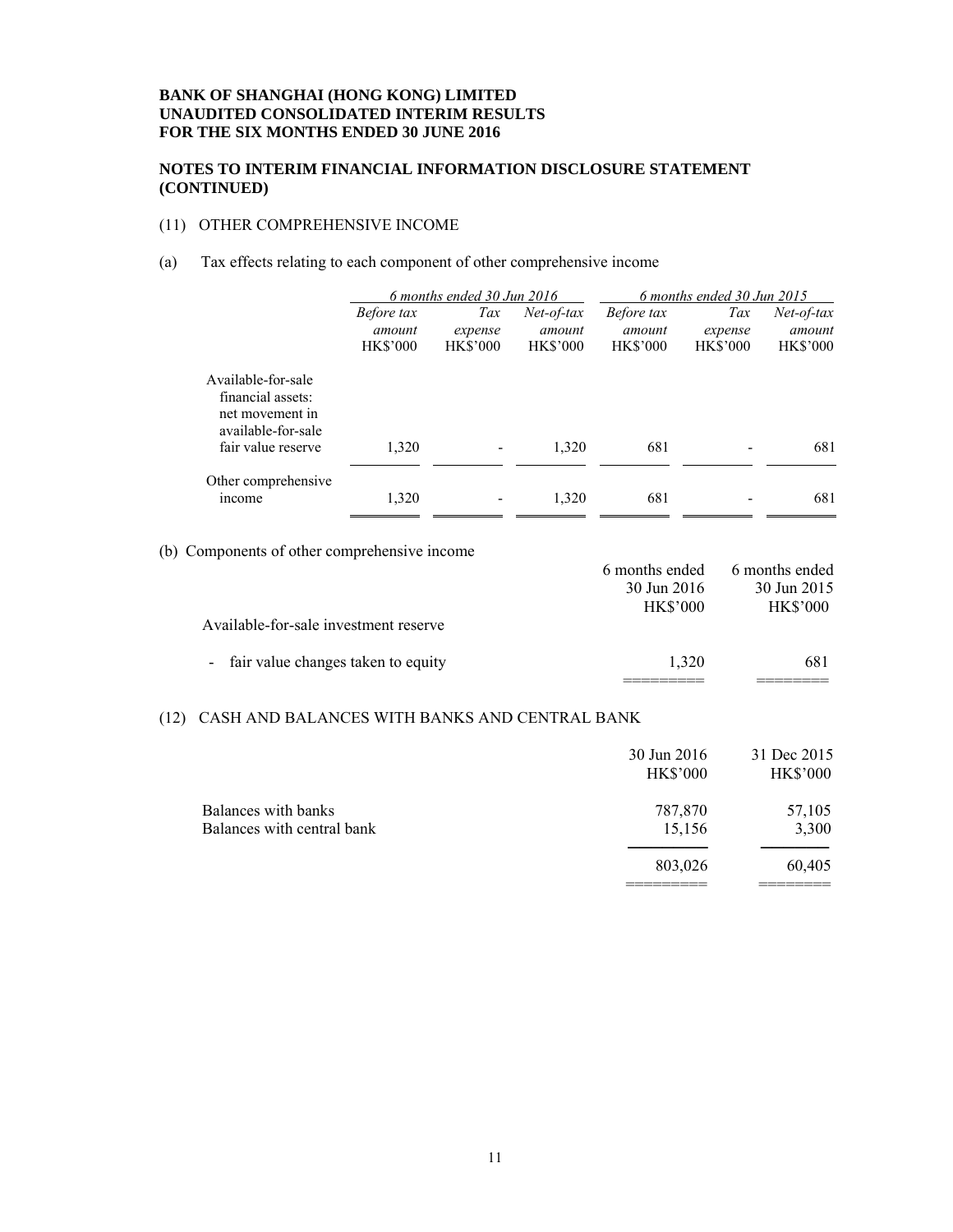**BANK OF SHANGHAI (HONG KONG) LIMITED**
**UNAUDITED CONSOLIDATED INTERIM RESULTS**
**FOR THE SIX MONTHS ENDED 30 JUNE 2016**

**NOTES TO INTERIM FINANCIAL INFORMATION DISCLOSURE STATEMENT (CONTINUED)**

(11) OTHER COMPREHENSIVE INCOME

(a) Tax effects relating to each component of other comprehensive income

| | *6 months ended 30 Jun 2016* | | | *6 months ended 30 Jun 2015* | | |
|---|---|---|---|---|---|---|
| | *Before tax amount* HK$'000 | *Tax expense* HK$'000 | *Net-of-tax amount* HK$'000 | *Before tax amount* HK$'000 | *Tax expense* HK$'000 | *Net-of-tax amount* HK$'000 |
| Available-for-sale financial assets: net movement in available-for-sale fair value reserve | 1,320 | - | 1,320 | 681 | - | 681 |
| Other comprehensive income | 1,320 | - | 1,320 | 681 | - | 681 |

(b) Components of other comprehensive income

| | 6 months ended 30 Jun 2016 HK$'000 | 6 months ended 30 Jun 2015 HK$'000 |
|---|---|---|
| Available-for-sale investment reserve | | |
| - fair value changes taken to equity | 1,320 | 681 |

(12) CASH AND BALANCES WITH BANKS AND CENTRAL BANK

| | 30 Jun 2016 HK$'000 | 31 Dec 2015 HK$'000 |
|---|---|---|
| Balances with banks | 787,870 | 57,105 |
| Balances with central bank | 15,156 | 3,300 |
| | 803,026 | 60,405 |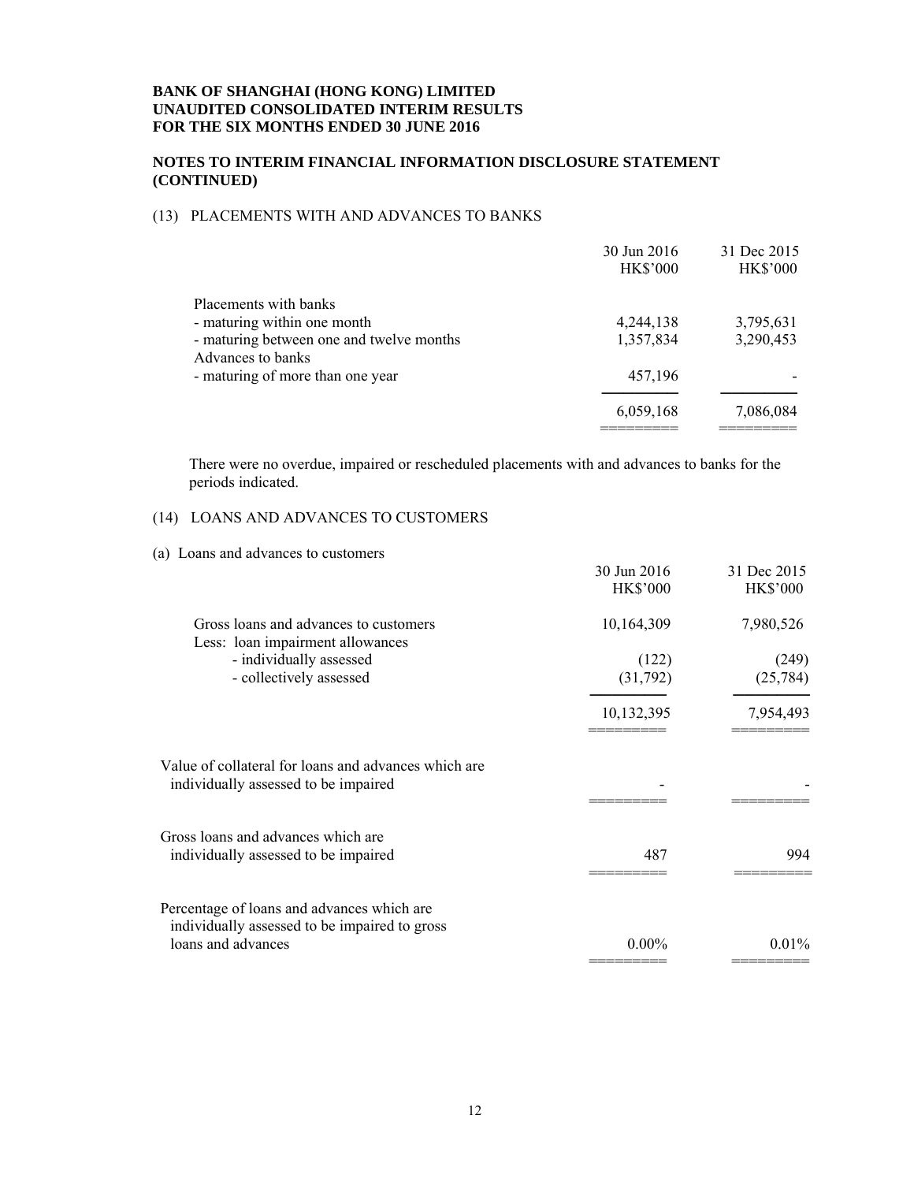**BANK OF SHANGHAI (HONG KONG) LIMITED**
**UNAUDITED CONSOLIDATED INTERIM RESULTS**
**FOR THE SIX MONTHS ENDED 30 JUNE 2016**

**NOTES TO INTERIM FINANCIAL INFORMATION DISCLOSURE STATEMENT (CONTINUED)**

(13) PLACEMENTS WITH AND ADVANCES TO BANKS

| | 30 Jun 2016 HK$'000 | 31 Dec 2015 HK$'000 |
|---|---|---|
| Placements with banks | | |
| - maturing within one month | 4,244,138 | 3,795,631 |
| - maturing between one and twelve months | 1,357,834 | 3,290,453 |
| Advances to banks | | |
| - maturing of more than one year | 457,196 | - |
| | 6,059,168 | 7,086,084 |

There were no overdue, impaired or rescheduled placements with and advances to banks for the periods indicated.

(14) LOANS AND ADVANCES TO CUSTOMERS

(a) Loans and advances to customers

| | 30 Jun 2016 HK$'000 | 31 Dec 2015 HK$'000 |
|---|---|---|
| Gross loans and advances to customers | 10,164,309 | 7,980,526 |
| Less: loan impairment allowances | | |
| - individually assessed | (122) | (249) |
| - collectively assessed | (31,792) | (25,784) |
| | 10,132,395 | 7,954,493 |
| Value of collateral for loans and advances which are individually assessed to be impaired | - | - |
| Gross loans and advances which are individually assessed to be impaired | 487 | 994 |
| Percentage of loans and advances which are individually assessed to be impaired to gross loans and advances | 0.00% | 0.01% |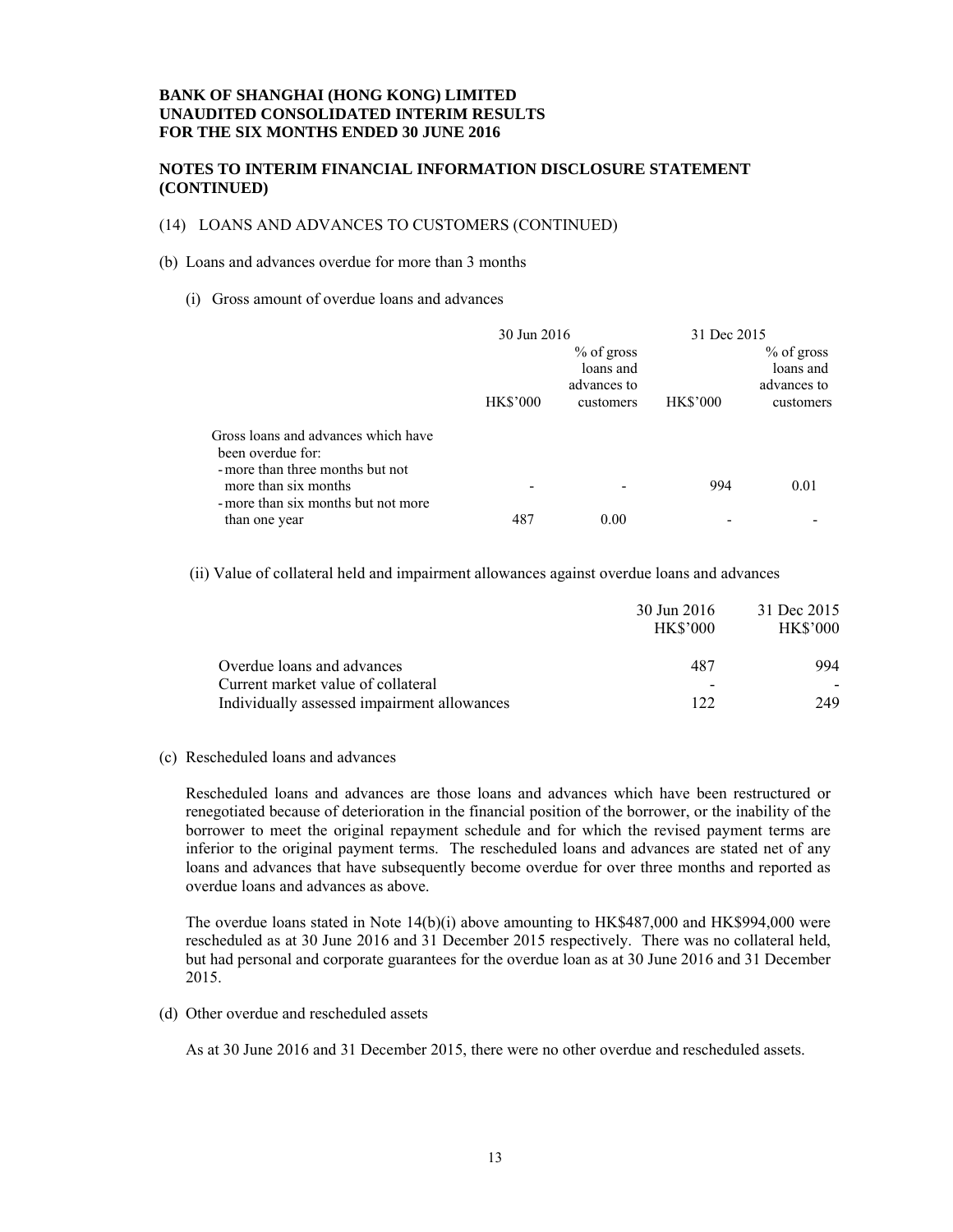**BANK OF SHANGHAI (HONG KONG) LIMITED**
**UNAUDITED CONSOLIDATED INTERIM RESULTS**
**FOR THE SIX MONTHS ENDED 30 JUNE 2016**

**NOTES TO INTERIM FINANCIAL INFORMATION DISCLOSURE STATEMENT (CONTINUED)**

(14) LOANS AND ADVANCES TO CUSTOMERS (CONTINUED)

(b) Loans and advances overdue for more than 3 months

(i) Gross amount of overdue loans and advances

| | 30 Jun 2016 | | 31 Dec 2015 | |
|---|---|---|---|---|
| | HK$'000 | % of gross loans and advances to customers | HK$'000 | % of gross loans and advances to customers |
| Gross loans and advances which have been overdue for: | | | | |
| - more than three months but not more than six months | - | - | 994 | 0.01 |
| - more than six months but not more than one year | 487 | 0.00 | - | - |

(ii) Value of collateral held and impairment allowances against overdue loans and advances

| | 30 Jun 2016 HK$'000 | 31 Dec 2015 HK$'000 |
|---|---|---|
| Overdue loans and advances | 487 | 994 |
| Current market value of collateral | - | - |
| Individually assessed impairment allowances | 122 | 249 |

(c) Rescheduled loans and advances

Rescheduled loans and advances are those loans and advances which have been restructured or renegotiated because of deterioration in the financial position of the borrower, or the inability of the borrower to meet the original repayment schedule and for which the revised payment terms are inferior to the original payment terms. The rescheduled loans and advances are stated net of any loans and advances that have subsequently become overdue for over three months and reported as overdue loans and advances as above.

The overdue loans stated in Note 14(b)(i) above amounting to HK$487,000 and HK$994,000 were rescheduled as at 30 June 2016 and 31 December 2015 respectively. There was no collateral held, but had personal and corporate guarantees for the overdue loan as at 30 June 2016 and 31 December 2015.

(d) Other overdue and rescheduled assets

As at 30 June 2016 and 31 December 2015, there were no other overdue and rescheduled assets.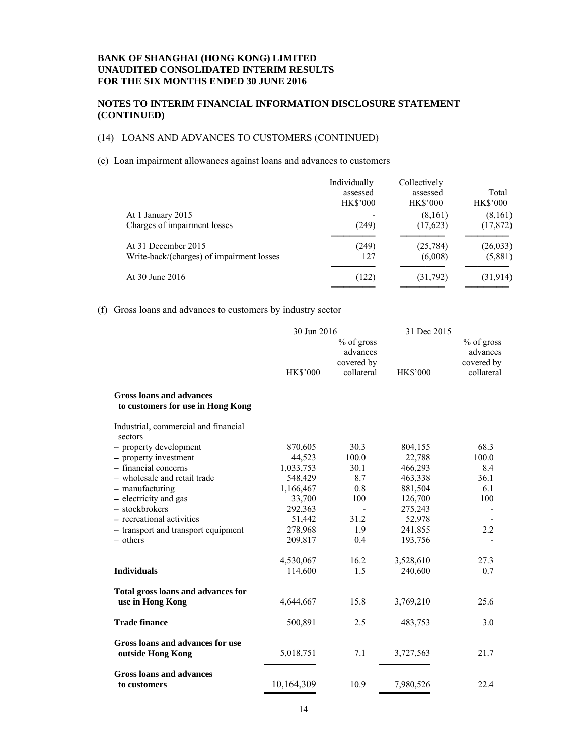**BANK OF SHANGHAI (HONG KONG) LIMITED**
**UNAUDITED CONSOLIDATED INTERIM RESULTS**
**FOR THE SIX MONTHS ENDED 30 JUNE 2016**

## NOTES TO INTERIM FINANCIAL INFORMATION DISCLOSURE STATEMENT (CONTINUED)

### (14) LOANS AND ADVANCES TO CUSTOMERS (CONTINUED)

(e) Loan impairment allowances against loans and advances to customers

| | Individually assessed HK$'000 | Collectively assessed HK$'000 | Total HK$'000 |
|---|---|---|---|
| At 1 January 2015 | - | (8,161) | (8,161) |
| Charges of impairment losses | (249) | (17,623) | (17,872) |
| At 31 December 2015 | (249) | (25,784) | (26,033) |
| Write-back/(charges) of impairment losses | 127 | (6,008) | (5,881) |
| At 30 June 2016 | (122) | (31,792) | (31,914) |

(f) Gross loans and advances to customers by industry sector

| | 30 Jun 2016 | | 31 Dec 2015 | |
|---|---|---|---|---|
| | HK$'000 | % of gross advances covered by collateral | HK$'000 | % of gross advances covered by collateral |
| **Gross loans and advances to customers for use in Hong Kong** | | | | |
| Industrial, commercial and financial sectors | | | | |
| – property development | 870,605 | 30.3 | 804,155 | 68.3 |
| – property investment | 44,523 | 100.0 | 22,788 | 100.0 |
| – financial concerns | 1,033,753 | 30.1 | 466,293 | 8.4 |
| – wholesale and retail trade | 548,429 | 8.7 | 463,338 | 36.1 |
| – manufacturing | 1,166,467 | 0.8 | 881,504 | 6.1 |
| – electricity and gas | 33,700 | 100 | 126,700 | 100 |
| – stockbrokers | 292,363 | - | 275,243 | - |
| – recreational activities | 51,442 | 31.2 | 52,978 | - |
| – transport and transport equipment | 278,968 | 1.9 | 241,855 | 2.2 |
| – others | 209,817 | 0.4 | 193,756 | - |
| | 4,530,067 | 16.2 | 3,528,610 | 27.3 |
| **Individuals** | 114,600 | 1.5 | 240,600 | 0.7 |
| **Total gross loans and advances for use in Hong Kong** | 4,644,667 | 15.8 | 3,769,210 | 25.6 |
| **Trade finance** | 500,891 | 2.5 | 483,753 | 3.0 |
| **Gross loans and advances for use outside Hong Kong** | 5,018,751 | 7.1 | 3,727,563 | 21.7 |
| **Gross loans and advances to customers** | 10,164,309 | 10.9 | 7,980,526 | 22.4 |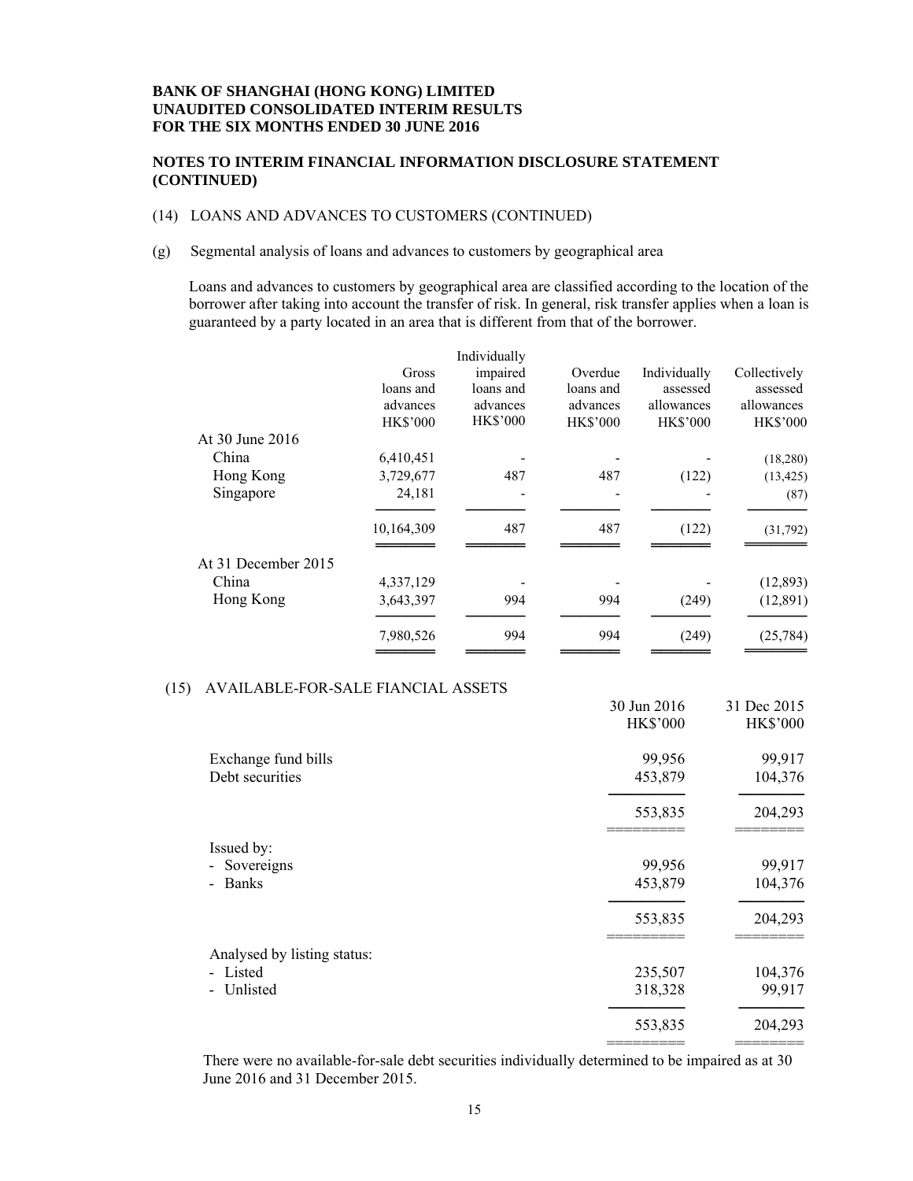**BANK OF SHANGHAI (HONG KONG) LIMITED**
**UNAUDITED CONSOLIDATED INTERIM RESULTS**
**FOR THE SIX MONTHS ENDED 30 JUNE 2016**

## NOTES TO INTERIM FINANCIAL INFORMATION DISCLOSURE STATEMENT (CONTINUED)

(14) LOANS AND ADVANCES TO CUSTOMERS (CONTINUED)

(g) Segmental analysis of loans and advances to customers by geographical area

Loans and advances to customers by geographical area are classified according to the location of the borrower after taking into account the transfer of risk. In general, risk transfer applies when a loan is guaranteed by a party located in an area that is different from that of the borrower.

| | Gross loans and advances HK$'000 | Individually impaired loans and advances HK$'000 | Overdue loans and advances HK$'000 | Individually assessed allowances HK$'000 | Collectively assessed allowances HK$'000 |
|---|---|---|---|---|---|
| At 30 June 2016 | | | | | |
| China | 6,410,451 | - | - | - | (18,280) |
| Hong Kong | 3,729,677 | 487 | 487 | (122) | (13,425) |
| Singapore | 24,181 | - | - | - | (87) |
| | 10,164,309 | 487 | 487 | (122) | (31,792) |
| At 31 December 2015 | | | | | |
| China | 4,337,129 | - | - | - | (12,893) |
| Hong Kong | 3,643,397 | 994 | 994 | (249) | (12,891) |
| | 7,980,526 | 994 | 994 | (249) | (25,784) |

(15) AVAILABLE-FOR-SALE FIANCIAL ASSETS

| | 30 Jun 2016 HK$'000 | 31 Dec 2015 HK$'000 |
|---|---|---|
| Exchange fund bills | 99,956 | 99,917 |
| Debt securities | 453,879 | 104,376 |
| | 553,835 | 204,293 |
| Issued by: | | |
| - Sovereigns | 99,956 | 99,917 |
| - Banks | 453,879 | 104,376 |
| | 553,835 | 204,293 |
| Analysed by listing status: | | |
| - Listed | 235,507 | 104,376 |
| - Unlisted | 318,328 | 99,917 |
| | 553,835 | 204,293 |

There were no available-for-sale debt securities individually determined to be impaired as at 30 June 2016 and 31 December 2015.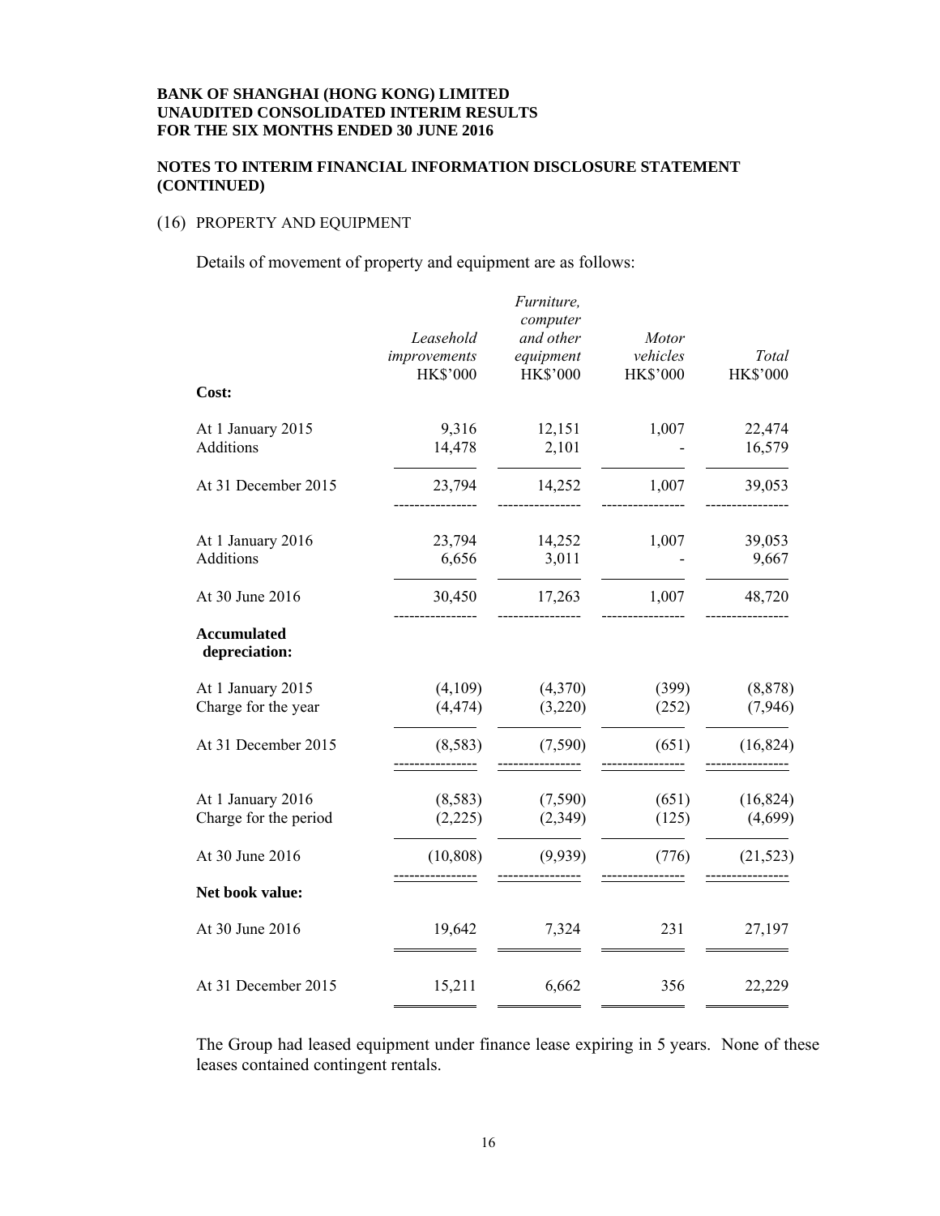**BANK OF SHANGHAI (HONG KONG) LIMITED**
**UNAUDITED CONSOLIDATED INTERIM RESULTS**
**FOR THE SIX MONTHS ENDED 30 JUNE 2016**

**NOTES TO INTERIM FINANCIAL INFORMATION DISCLOSURE STATEMENT (CONTINUED)**

(16) PROPERTY AND EQUIPMENT

Details of movement of property and equipment are as follows:

| | *Leasehold improvements* HK$'000 | *Furniture, computer and other equipment* HK$'000 | *Motor vehicles* HK$'000 | *Total* HK$'000 |
|---|---|---|---|---|
| **Cost:** | | | | |
| At 1 January 2015 | 9,316 | 12,151 | 1,007 | 22,474 |
| Additions | 14,478 | 2,101 | - | 16,579 |
| At 31 December 2015 | 23,794 | 14,252 | 1,007 | 39,053 |
| At 1 January 2016 | 23,794 | 14,252 | 1,007 | 39,053 |
| Additions | 6,656 | 3,011 | - | 9,667 |
| At 30 June 2016 | 30,450 | 17,263 | 1,007 | 48,720 |
| **Accumulated depreciation:** | | | | |
| At 1 January 2015 | (4,109) | (4,370) | (399) | (8,878) |
| Charge for the year | (4,474) | (3,220) | (252) | (7,946) |
| At 31 December 2015 | (8,583) | (7,590) | (651) | (16,824) |
| At 1 January 2016 | (8,583) | (7,590) | (651) | (16,824) |
| Charge for the period | (2,225) | (2,349) | (125) | (4,699) |
| At 30 June 2016 | (10,808) | (9,939) | (776) | (21,523) |
| **Net book value:** | | | | |
| At 30 June 2016 | 19,642 | 7,324 | 231 | 27,197 |
| At 31 December 2015 | 15,211 | 6,662 | 356 | 22,229 |

The Group had leased equipment under finance lease expiring in 5 years. None of these leases contained contingent rentals.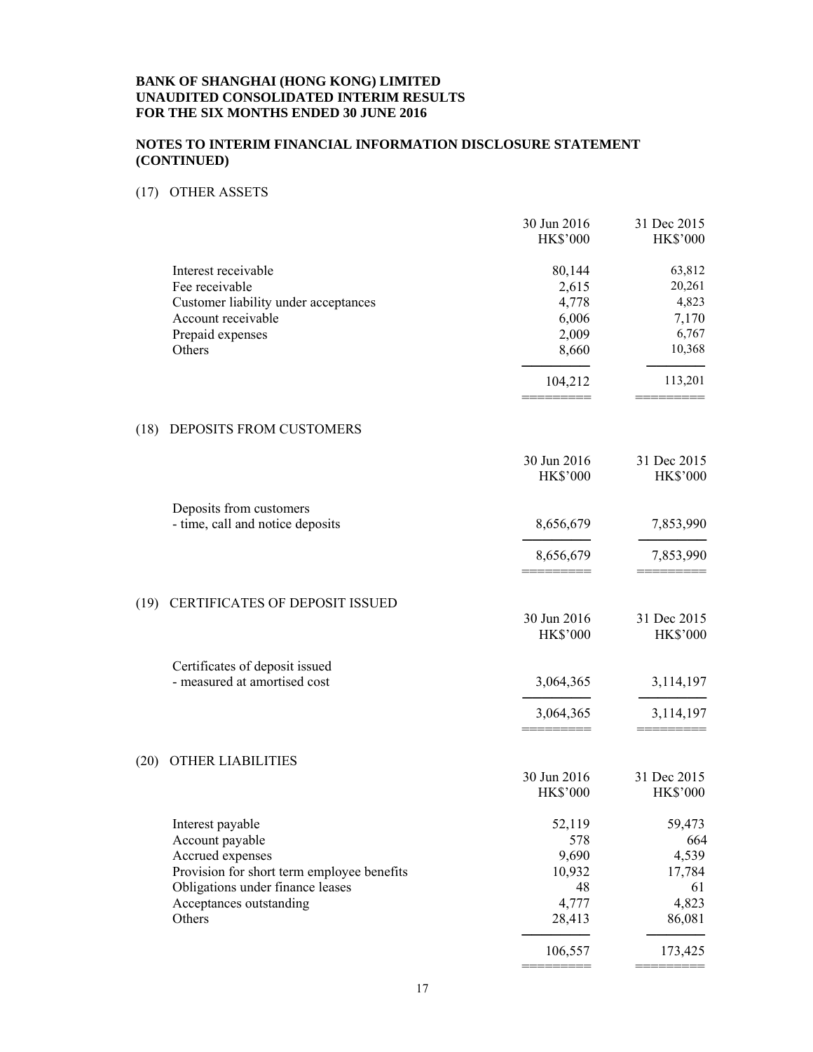**BANK OF SHANGHAI (HONG KONG) LIMITED**
**UNAUDITED CONSOLIDATED INTERIM RESULTS**
**FOR THE SIX MONTHS ENDED 30 JUNE 2016**

**NOTES TO INTERIM FINANCIAL INFORMATION DISCLOSURE STATEMENT (CONTINUED)**

## (17) OTHER ASSETS

| | 30 Jun 2016 HK\$'000 | 31 Dec 2015 HK\$'000 |
|---|---|---|
| Interest receivable | 80,144 | 63,812 |
| Fee receivable | 2,615 | 20,261 |
| Customer liability under acceptances | 4,778 | 4,823 |
| Account receivable | 6,006 | 7,170 |
| Prepaid expenses | 2,009 | 6,767 |
| Others | 8,660 | 10,368 |
| | 104,212 | 113,201 |

## (18) DEPOSITS FROM CUSTOMERS

| | 30 Jun 2016 HK\$'000 | 31 Dec 2015 HK\$'000 |
|---|---|---|
| Deposits from customers | | |
| - time, call and notice deposits | 8,656,679 | 7,853,990 |
| | 8,656,679 | 7,853,990 |

## (19) CERTIFICATES OF DEPOSIT ISSUED

| | 30 Jun 2016 HK\$'000 | 31 Dec 2015 HK\$'000 |
|---|---|---|
| Certificates of deposit issued | | |
| - measured at amortised cost | 3,064,365 | 3,114,197 |
| | 3,064,365 | 3,114,197 |

## (20) OTHER LIABILITIES

| | 30 Jun 2016 HK\$'000 | 31 Dec 2015 HK\$'000 |
|---|---|---|
| Interest payable | 52,119 | 59,473 |
| Account payable | 578 | 664 |
| Accrued expenses | 9,690 | 4,539 |
| Provision for short term employee benefits | 10,932 | 17,784 |
| Obligations under finance leases | 48 | 61 |
| Acceptances outstanding | 4,777 | 4,823 |
| Others | 28,413 | 86,081 |
| | 106,557 | 173,425 |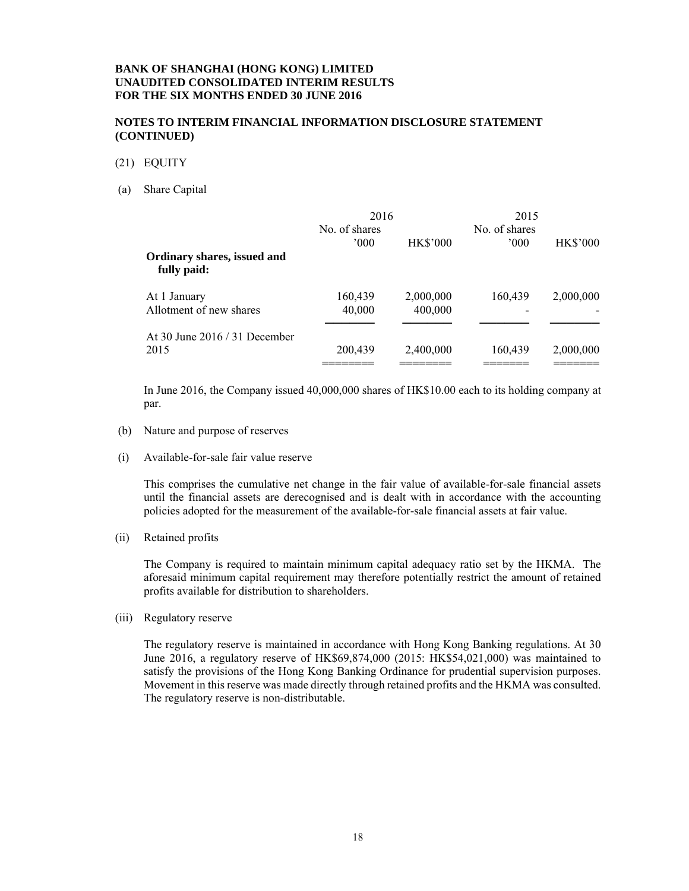**BANK OF SHANGHAI (HONG KONG) LIMITED**
**UNAUDITED CONSOLIDATED INTERIM RESULTS**
**FOR THE SIX MONTHS ENDED 30 JUNE 2016**

**NOTES TO INTERIM FINANCIAL INFORMATION DISCLOSURE STATEMENT (CONTINUED)**

(21) EQUITY

(a) Share Capital

| | 2016 | | 2015 | |
|---|---|---|---|---|
| | No. of shares '000 | HK$'000 | No. of shares '000 | HK$'000 |
| **Ordinary shares, issued and fully paid:** | | | | |
| At 1 January | 160,439 | 2,000,000 | 160,439 | 2,000,000 |
| Allotment of new shares | 40,000 | 400,000 | - | - |
| At 30 June 2016 / 31 December 2015 | 200,439 | 2,400,000 | 160,439 | 2,000,000 |

In June 2016, the Company issued 40,000,000 shares of HK$10.00 each to its holding company at par.

(b) Nature and purpose of reserves

(i) Available-for-sale fair value reserve

This comprises the cumulative net change in the fair value of available-for-sale financial assets until the financial assets are derecognised and is dealt with in accordance with the accounting policies adopted for the measurement of the available-for-sale financial assets at fair value.

(ii) Retained profits

The Company is required to maintain minimum capital adequacy ratio set by the HKMA. The aforesaid minimum capital requirement may therefore potentially restrict the amount of retained profits available for distribution to shareholders.

(iii) Regulatory reserve

The regulatory reserve is maintained in accordance with Hong Kong Banking regulations. At 30 June 2016, a regulatory reserve of HK$69,874,000 (2015: HK$54,021,000) was maintained to satisfy the provisions of the Hong Kong Banking Ordinance for prudential supervision purposes. Movement in this reserve was made directly through retained profits and the HKMA was consulted. The regulatory reserve is non-distributable.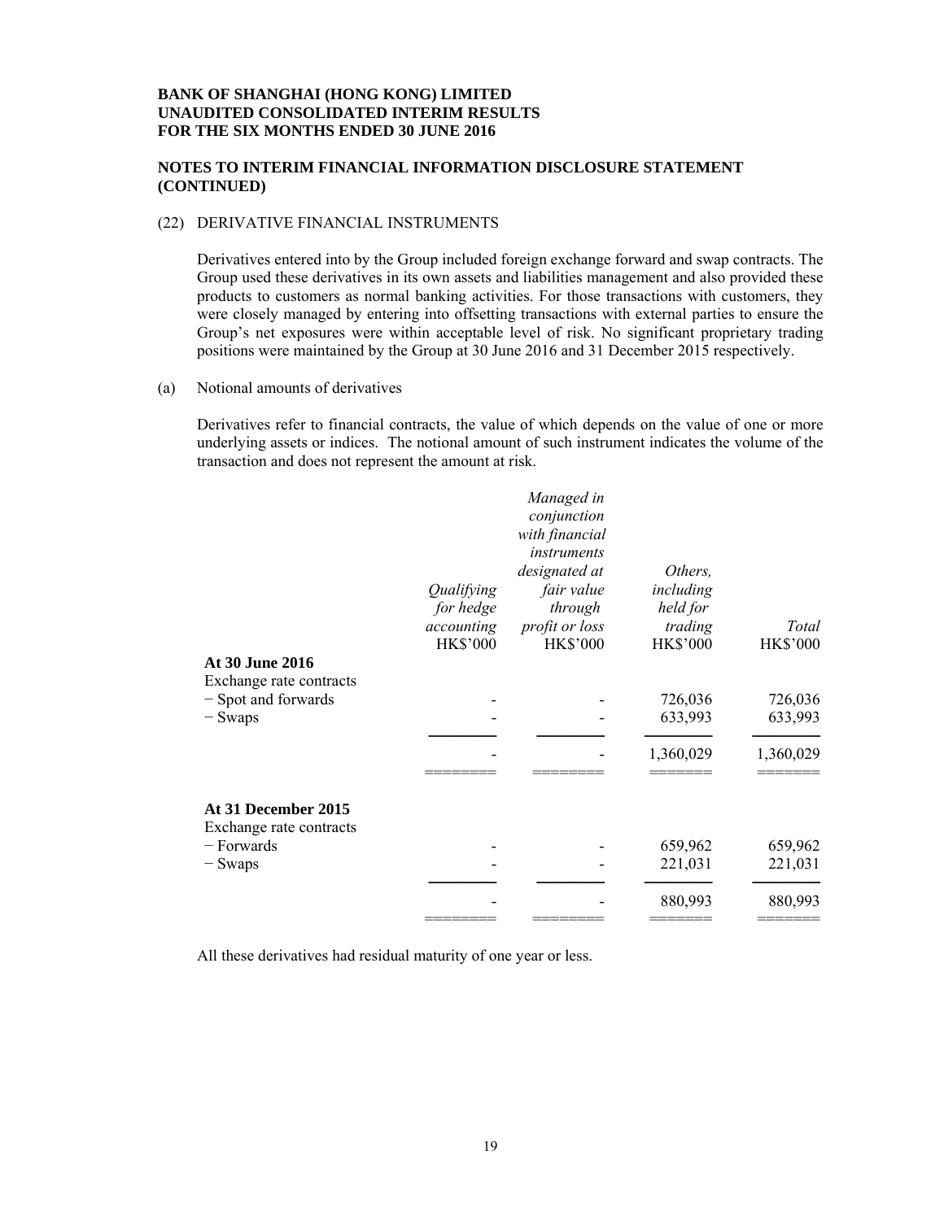**BANK OF SHANGHAI (HONG KONG) LIMITED**
**UNAUDITED CONSOLIDATED INTERIM RESULTS**
**FOR THE SIX MONTHS ENDED 30 JUNE 2016**

**NOTES TO INTERIM FINANCIAL INFORMATION DISCLOSURE STATEMENT (CONTINUED)**

(22) DERIVATIVE FINANCIAL INSTRUMENTS

Derivatives entered into by the Group included foreign exchange forward and swap contracts. The Group used these derivatives in its own assets and liabilities management and also provided these products to customers as normal banking activities. For those transactions with customers, they were closely managed by entering into offsetting transactions with external parties to ensure the Group's net exposures were within acceptable level of risk. No significant proprietary trading positions were maintained by the Group at 30 June 2016 and 31 December 2015 respectively.

(a) Notional amounts of derivatives

Derivatives refer to financial contracts, the value of which depends on the value of one or more underlying assets or indices. The notional amount of such instrument indicates the volume of the transaction and does not represent the amount at risk.

| | *Qualifying for hedge accounting* | *Managed in conjunction with financial instruments designated at fair value through profit or loss* | *Others, including held for trading* | *Total* |
|---|---|---|---|---|
| | HK$'000 | HK$'000 | HK$'000 | HK$'000 |
| **At 30 June 2016** | | | | |
| Exchange rate contracts | | | | |
| − Spot and forwards | - | - | 726,036 | 726,036 |
| − Swaps | - | - | 633,993 | 633,993 |
| | - | - | 1,360,029 | 1,360,029 |
| **At 31 December 2015** | | | | |
| Exchange rate contracts | | | | |
| − Forwards | - | - | 659,962 | 659,962 |
| − Swaps | - | - | 221,031 | 221,031 |
| | - | - | 880,993 | 880,993 |

All these derivatives had residual maturity of one year or less.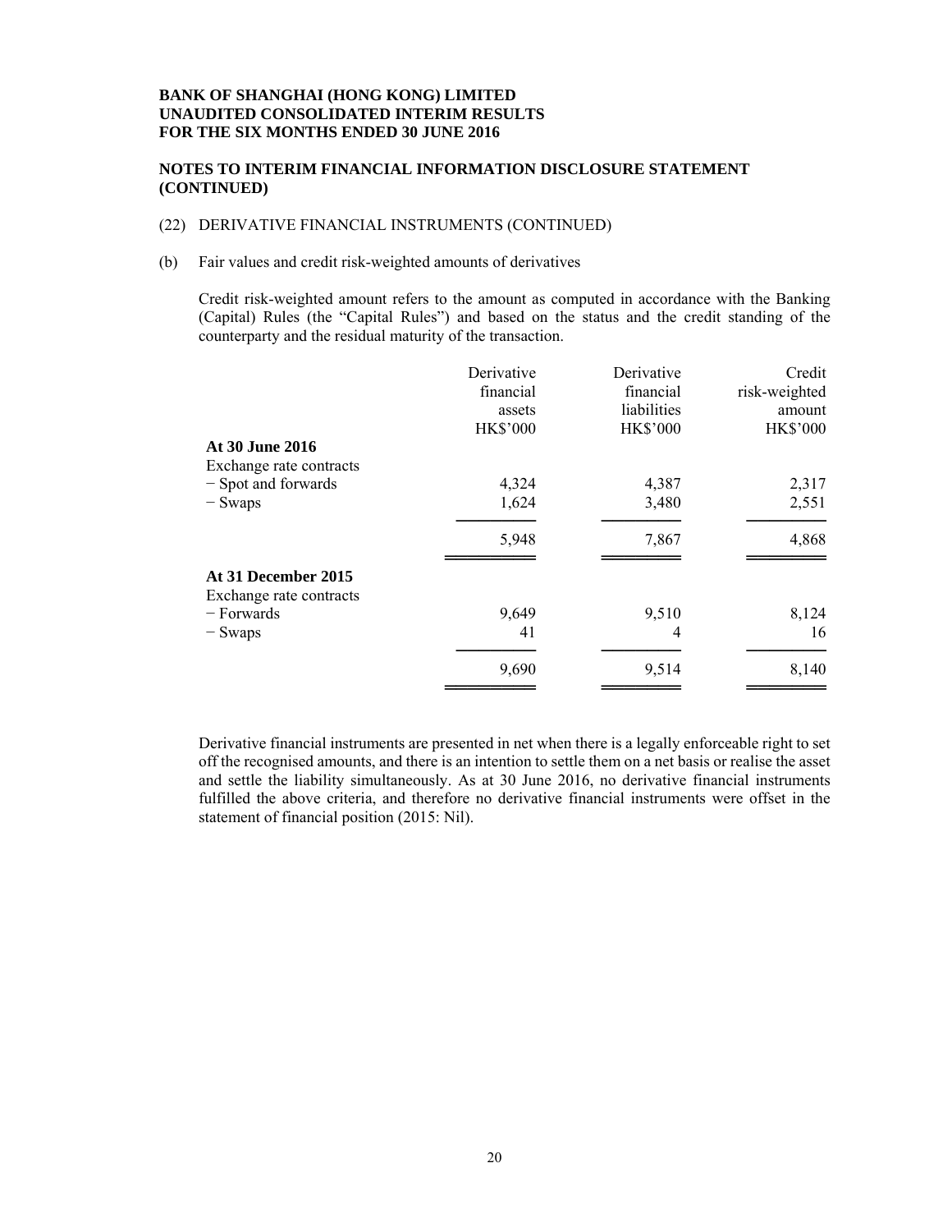**BANK OF SHANGHAI (HONG KONG) LIMITED**
**UNAUDITED CONSOLIDATED INTERIM RESULTS**
**FOR THE SIX MONTHS ENDED 30 JUNE 2016**

**NOTES TO INTERIM FINANCIAL INFORMATION DISCLOSURE STATEMENT (CONTINUED)**

(22) DERIVATIVE FINANCIAL INSTRUMENTS (CONTINUED)

(b) Fair values and credit risk-weighted amounts of derivatives

Credit risk-weighted amount refers to the amount as computed in accordance with the Banking (Capital) Rules (the "Capital Rules") and based on the status and the credit standing of the counterparty and the residual maturity of the transaction.

| | Derivative financial assets HK$'000 | Derivative financial liabilities HK$'000 | Credit risk-weighted amount HK$'000 |
|---|---|---|---|
| **At 30 June 2016** | | | |
| Exchange rate contracts | | | |
| − Spot and forwards | 4,324 | 4,387 | 2,317 |
| − Swaps | 1,624 | 3,480 | 2,551 |
| | 5,948 | 7,867 | 4,868 |
| **At 31 December 2015** | | | |
| Exchange rate contracts | | | |
| − Forwards | 9,649 | 9,510 | 8,124 |
| − Swaps | 41 | 4 | 16 |
| | 9,690 | 9,514 | 8,140 |

Derivative financial instruments are presented in net when there is a legally enforceable right to set off the recognised amounts, and there is an intention to settle them on a net basis or realise the asset and settle the liability simultaneously. As at 30 June 2016, no derivative financial instruments fulfilled the above criteria, and therefore no derivative financial instruments were offset in the statement of financial position (2015: Nil).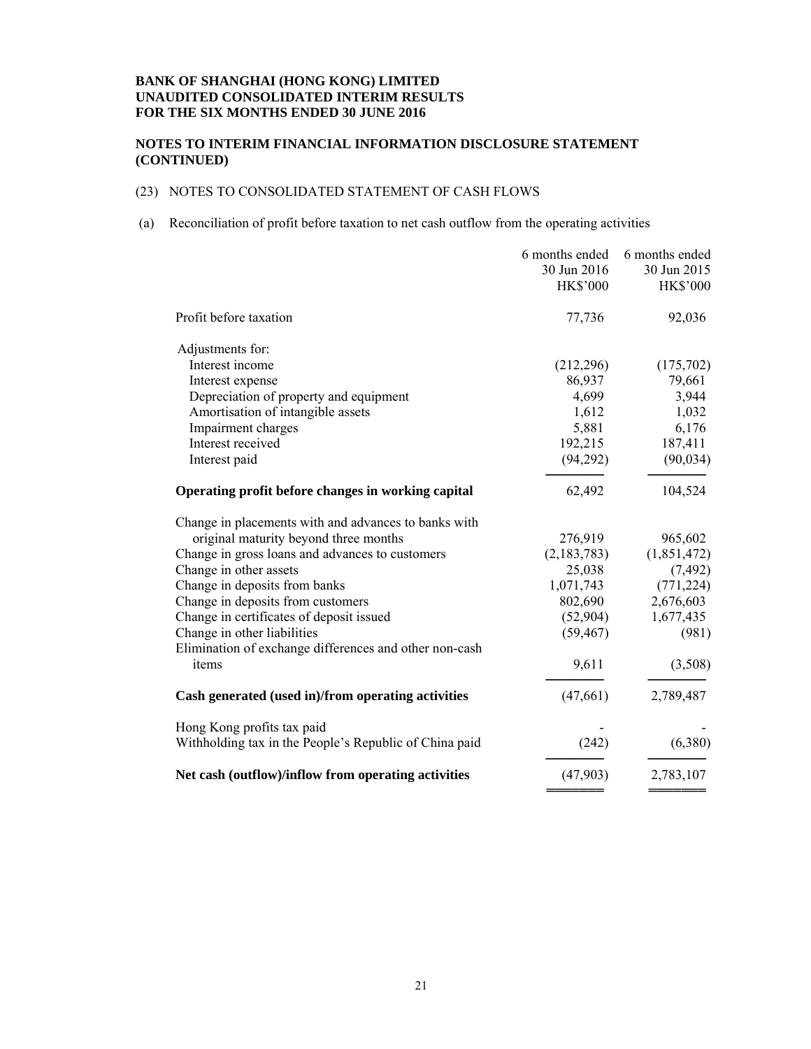**BANK OF SHANGHAI (HONG KONG) LIMITED**
**UNAUDITED CONSOLIDATED INTERIM RESULTS**
**FOR THE SIX MONTHS ENDED 30 JUNE 2016**

**NOTES TO INTERIM FINANCIAL INFORMATION DISCLOSURE STATEMENT (CONTINUED)**

(23) NOTES TO CONSOLIDATED STATEMENT OF CASH FLOWS

(a) Reconciliation of profit before taxation to net cash outflow from the operating activities

| | 6 months ended 30 Jun 2016 HK$'000 | 6 months ended 30 Jun 2015 HK$'000 |
|---|---|---|
| Profit before taxation | 77,736 | 92,036 |
| Adjustments for: | | |
| Interest income | (212,296) | (175,702) |
| Interest expense | 86,937 | 79,661 |
| Depreciation of property and equipment | 4,699 | 3,944 |
| Amortisation of intangible assets | 1,612 | 1,032 |
| Impairment charges | 5,881 | 6,176 |
| Interest received | 192,215 | 187,411 |
| Interest paid | (94,292) | (90,034) |
| **Operating profit before changes in working capital** | 62,492 | 104,524 |
| Change in placements with and advances to banks with original maturity beyond three months | 276,919 | 965,602 |
| Change in gross loans and advances to customers | (2,183,783) | (1,851,472) |
| Change in other assets | 25,038 | (7,492) |
| Change in deposits from banks | 1,071,743 | (771,224) |
| Change in deposits from customers | 802,690 | 2,676,603 |
| Change in certificates of deposit issued | (52,904) | 1,677,435 |
| Change in other liabilities | (59,467) | (981) |
| Elimination of exchange differences and other non-cash items | 9,611 | (3,508) |
| **Cash generated (used in)/from operating activities** | (47,661) | 2,789,487 |
| Hong Kong profits tax paid | - | - |
| Withholding tax in the People's Republic of China paid | (242) | (6,380) |
| **Net cash (outflow)/inflow from operating activities** | (47,903) | 2,783,107 |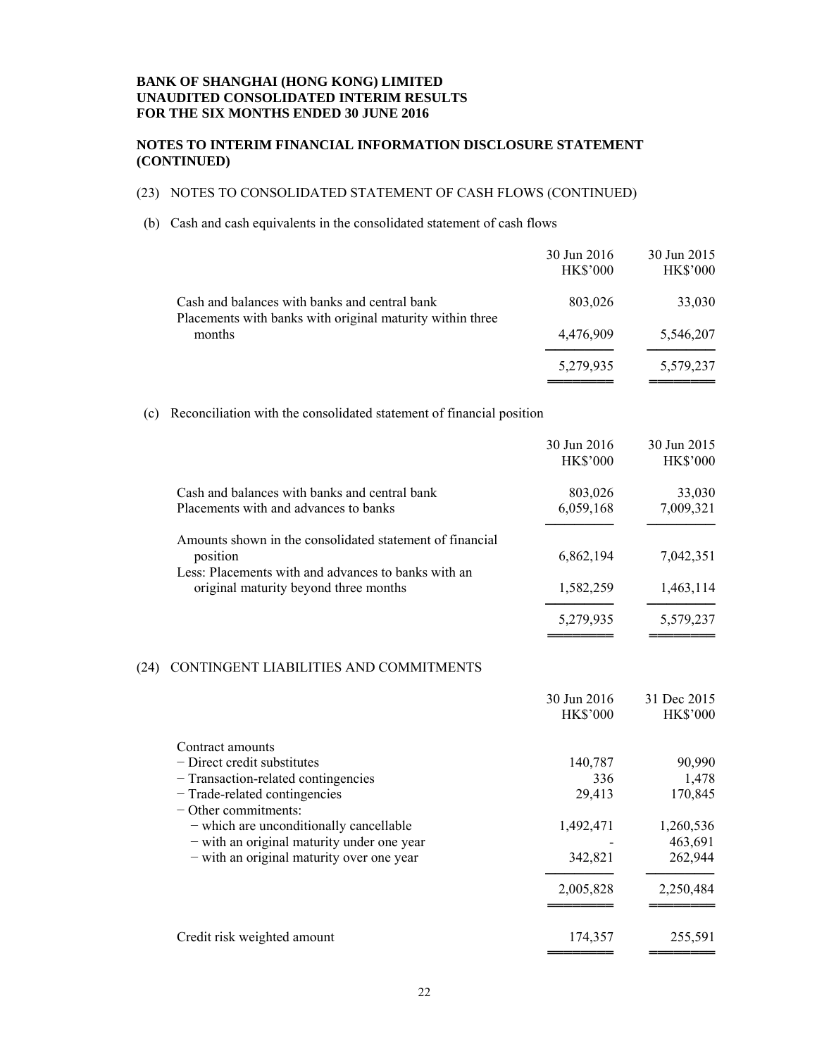**BANK OF SHANGHAI (HONG KONG) LIMITED**
**UNAUDITED CONSOLIDATED INTERIM RESULTS**
**FOR THE SIX MONTHS ENDED 30 JUNE 2016**

**NOTES TO INTERIM FINANCIAL INFORMATION DISCLOSURE STATEMENT (CONTINUED)**

(23) NOTES TO CONSOLIDATED STATEMENT OF CASH FLOWS (CONTINUED)

(b) Cash and cash equivalents in the consolidated statement of cash flows

| | 30 Jun 2016 HK$'000 | 30 Jun 2015 HK$'000 |
|---|---|---|
| Cash and balances with banks and central bank | 803,026 | 33,030 |
| Placements with banks with original maturity within three months | 4,476,909 | 5,546,207 |
| | 5,279,935 | 5,579,237 |

(c) Reconciliation with the consolidated statement of financial position

| | 30 Jun 2016 HK$'000 | 30 Jun 2015 HK$'000 |
|---|---|---|
| Cash and balances with banks and central bank | 803,026 | 33,030 |
| Placements with and advances to banks | 6,059,168 | 7,009,321 |
| Amounts shown in the consolidated statement of financial position | 6,862,194 | 7,042,351 |
| Less: Placements with and advances to banks with an original maturity beyond three months | 1,582,259 | 1,463,114 |
| | 5,279,935 | 5,579,237 |

(24) CONTINGENT LIABILITIES AND COMMITMENTS

| | 30 Jun 2016 HK$'000 | 31 Dec 2015 HK$'000 |
|---|---|---|
| Contract amounts | | |
| − Direct credit substitutes | 140,787 | 90,990 |
| − Transaction-related contingencies | 336 | 1,478 |
| − Trade-related contingencies | 29,413 | 170,845 |
| − Other commitments: | | |
| − which are unconditionally cancellable | 1,492,471 | 1,260,536 |
| − with an original maturity under one year | - | 463,691 |
| − with an original maturity over one year | 342,821 | 262,944 |
| | 2,005,828 | 2,250,484 |
| Credit risk weighted amount | 174,357 | 255,591 |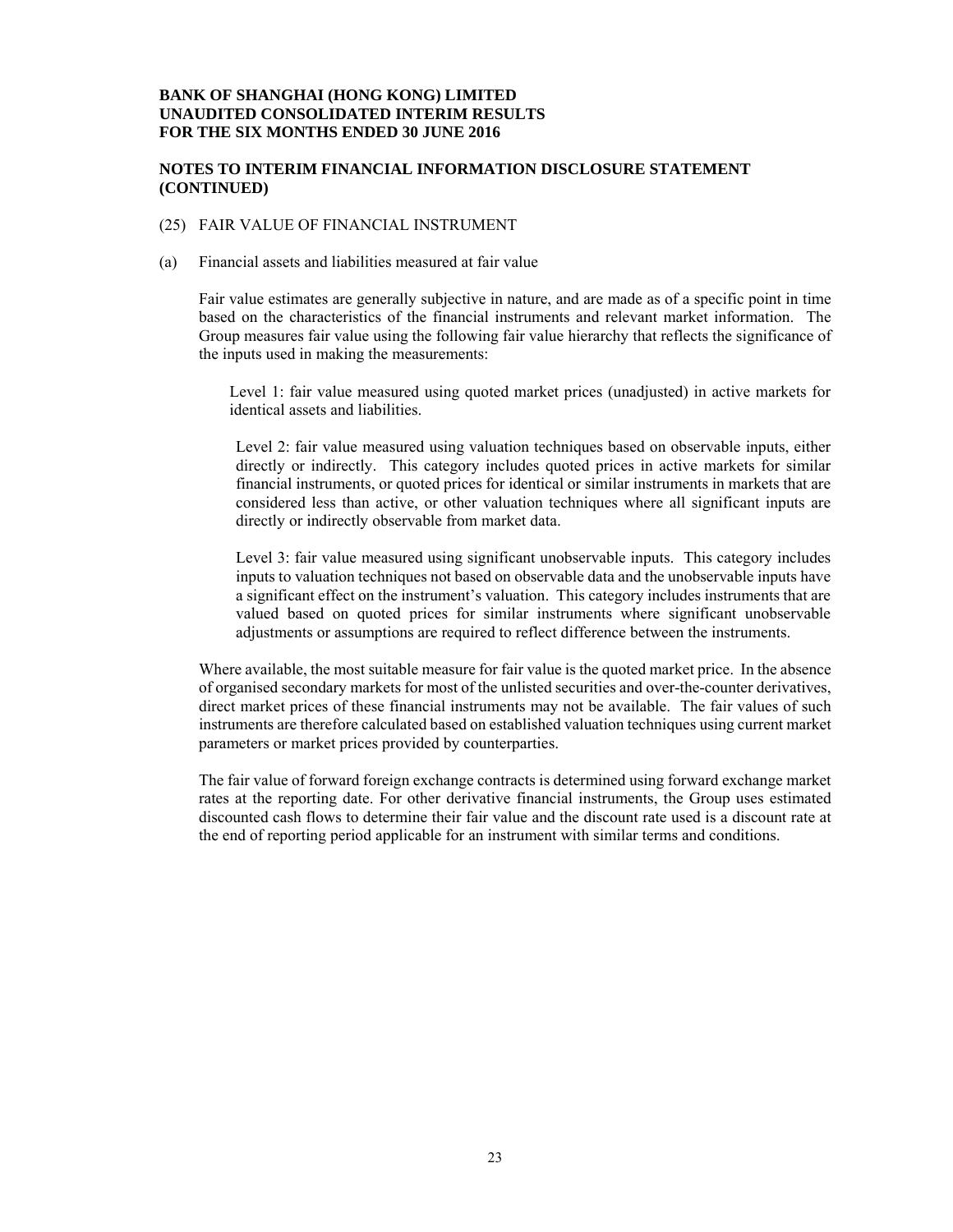**BANK OF SHANGHAI (HONG KONG) LIMITED**
**UNAUDITED CONSOLIDATED INTERIM RESULTS**
**FOR THE SIX MONTHS ENDED 30 JUNE 2016**

**NOTES TO INTERIM FINANCIAL INFORMATION DISCLOSURE STATEMENT (CONTINUED)**

(25) FAIR VALUE OF FINANCIAL INSTRUMENT

(a) Financial assets and liabilities measured at fair value

Fair value estimates are generally subjective in nature, and are made as of a specific point in time based on the characteristics of the financial instruments and relevant market information. The Group measures fair value using the following fair value hierarchy that reflects the significance of the inputs used in making the measurements:

Level 1: fair value measured using quoted market prices (unadjusted) in active markets for identical assets and liabilities.

Level 2: fair value measured using valuation techniques based on observable inputs, either directly or indirectly. This category includes quoted prices in active markets for similar financial instruments, or quoted prices for identical or similar instruments in markets that are considered less than active, or other valuation techniques where all significant inputs are directly or indirectly observable from market data.

Level 3: fair value measured using significant unobservable inputs. This category includes inputs to valuation techniques not based on observable data and the unobservable inputs have a significant effect on the instrument's valuation. This category includes instruments that are valued based on quoted prices for similar instruments where significant unobservable adjustments or assumptions are required to reflect difference between the instruments.

Where available, the most suitable measure for fair value is the quoted market price. In the absence of organised secondary markets for most of the unlisted securities and over-the-counter derivatives, direct market prices of these financial instruments may not be available. The fair values of such instruments are therefore calculated based on established valuation techniques using current market parameters or market prices provided by counterparties.

The fair value of forward foreign exchange contracts is determined using forward exchange market rates at the reporting date. For other derivative financial instruments, the Group uses estimated discounted cash flows to determine their fair value and the discount rate used is a discount rate at the end of reporting period applicable for an instrument with similar terms and conditions.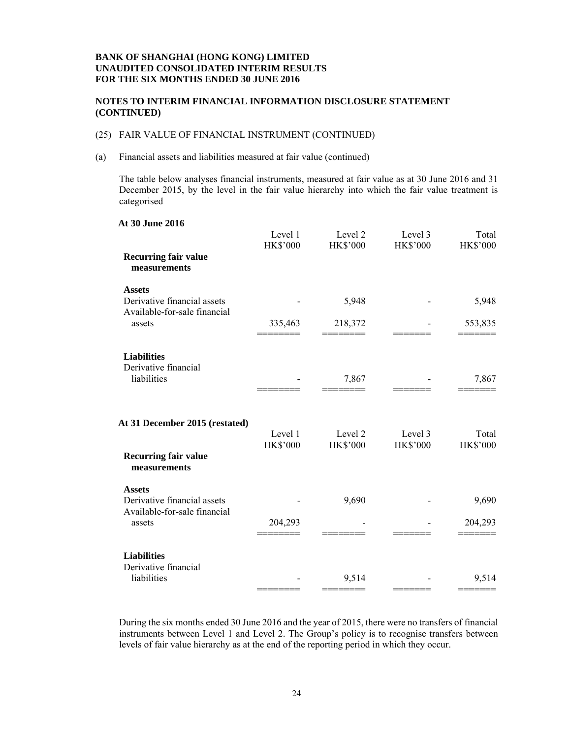**BANK OF SHANGHAI (HONG KONG) LIMITED**
**UNAUDITED CONSOLIDATED INTERIM RESULTS**
**FOR THE SIX MONTHS ENDED 30 JUNE 2016**

**NOTES TO INTERIM FINANCIAL INFORMATION DISCLOSURE STATEMENT (CONTINUED)**

(25) FAIR VALUE OF FINANCIAL INSTRUMENT (CONTINUED)

(a) Financial assets and liabilities measured at fair value (continued)

The table below analyses financial instruments, measured at fair value as at 30 June 2016 and 31 December 2015, by the level in the fair value hierarchy into which the fair value treatment is categorised

**At 30 June 2016**

| | Level 1 HK$'000 | Level 2 HK$'000 | Level 3 HK$'000 | Total HK$'000 |
|---|---|---|---|---|
| **Recurring fair value measurements** | | | | |
| **Assets** | | | | |
| Derivative financial assets | - | 5,948 | - | 5,948 |
| Available-for-sale financial assets | 335,463 | 218,372 | - | 553,835 |
| **Liabilities** | | | | |
| Derivative financial liabilities | - | 7,867 | - | 7,867 |

**At 31 December 2015 (restated)**

| | Level 1 HK$'000 | Level 2 HK$'000 | Level 3 HK$'000 | Total HK$'000 |
|---|---|---|---|---|
| **Recurring fair value measurements** | | | | |
| **Assets** | | | | |
| Derivative financial assets | - | 9,690 | - | 9,690 |
| Available-for-sale financial assets | 204,293 | - | - | 204,293 |
| **Liabilities** | | | | |
| Derivative financial liabilities | - | 9,514 | - | 9,514 |

During the six months ended 30 June 2016 and the year of 2015, there were no transfers of financial instruments between Level 1 and Level 2. The Group's policy is to recognise transfers between levels of fair value hierarchy as at the end of the reporting period in which they occur.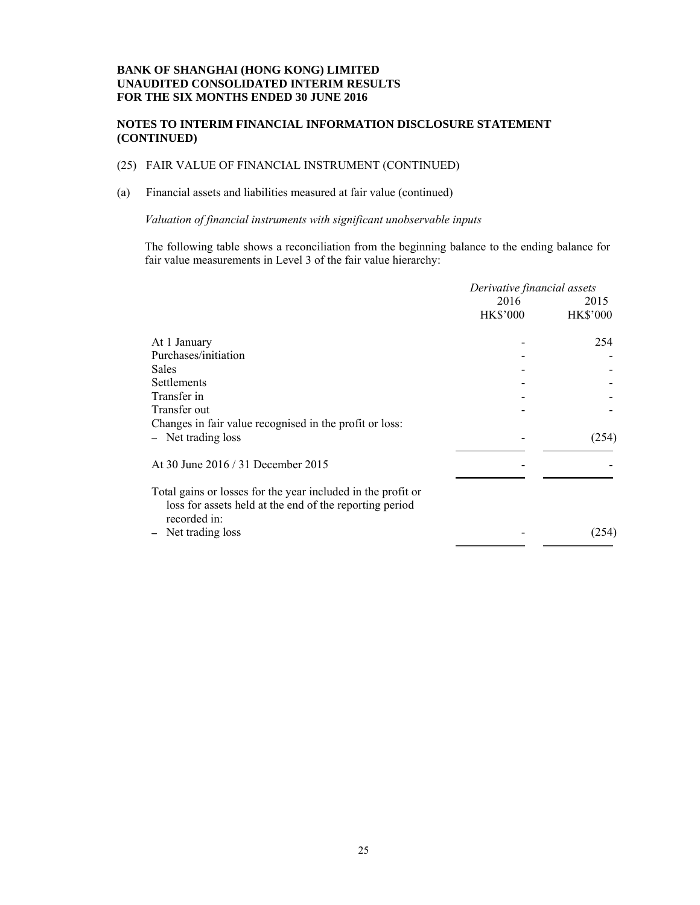**BANK OF SHANGHAI (HONG KONG) LIMITED**
**UNAUDITED CONSOLIDATED INTERIM RESULTS**
**FOR THE SIX MONTHS ENDED 30 JUNE 2016**

**NOTES TO INTERIM FINANCIAL INFORMATION DISCLOSURE STATEMENT (CONTINUED)**

(25) FAIR VALUE OF FINANCIAL INSTRUMENT (CONTINUED)

(a) Financial assets and liabilities measured at fair value (continued)

*Valuation of financial instruments with significant unobservable inputs*

The following table shows a reconciliation from the beginning balance to the ending balance for fair value measurements in Level 3 of the fair value hierarchy:

| | *Derivative financial assets* | |
|---|---|---|
| | 2016 | 2015 |
| | HK$'000 | HK$'000 |
| At 1 January | - | 254 |
| Purchases/initiation | - | - |
| Sales | - | - |
| Settlements | - | - |
| Transfer in | - | - |
| Transfer out | - | - |
| Changes in fair value recognised in the profit or loss: | | |
| – Net trading loss | - | (254) |
| At 30 June 2016 / 31 December 2015 | - | - |
| Total gains or losses for the year included in the profit or loss for assets held at the end of the reporting period recorded in: | | |
| – Net trading loss | - | (254) |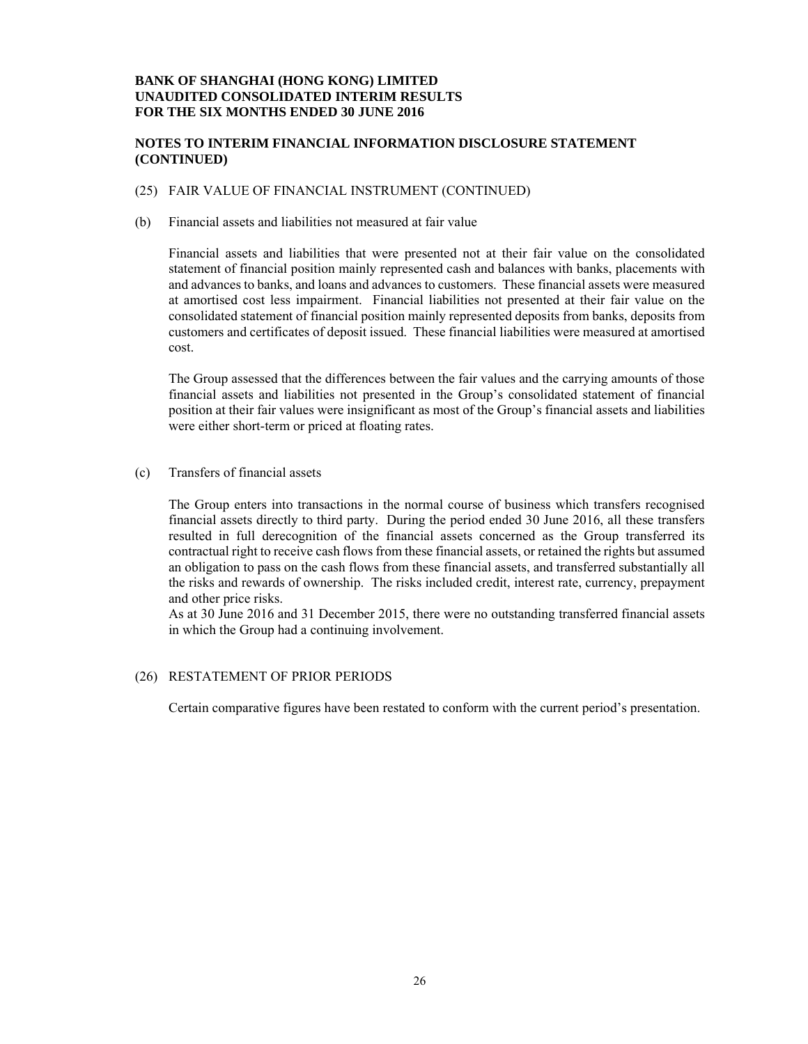**BANK OF SHANGHAI (HONG KONG) LIMITED**
**UNAUDITED CONSOLIDATED INTERIM RESULTS**
**FOR THE SIX MONTHS ENDED 30 JUNE 2016**

**NOTES TO INTERIM FINANCIAL INFORMATION DISCLOSURE STATEMENT (CONTINUED)**

(25) FAIR VALUE OF FINANCIAL INSTRUMENT (CONTINUED)

(b) Financial assets and liabilities not measured at fair value

Financial assets and liabilities that were presented not at their fair value on the consolidated statement of financial position mainly represented cash and balances with banks, placements with and advances to banks, and loans and advances to customers. These financial assets were measured at amortised cost less impairment. Financial liabilities not presented at their fair value on the consolidated statement of financial position mainly represented deposits from banks, deposits from customers and certificates of deposit issued. These financial liabilities were measured at amortised cost.

The Group assessed that the differences between the fair values and the carrying amounts of those financial assets and liabilities not presented in the Group's consolidated statement of financial position at their fair values were insignificant as most of the Group's financial assets and liabilities were either short-term or priced at floating rates.

(c) Transfers of financial assets

The Group enters into transactions in the normal course of business which transfers recognised financial assets directly to third party. During the period ended 30 June 2016, all these transfers resulted in full derecognition of the financial assets concerned as the Group transferred its contractual right to receive cash flows from these financial assets, or retained the rights but assumed an obligation to pass on the cash flows from these financial assets, and transferred substantially all the risks and rewards of ownership. The risks included credit, interest rate, currency, prepayment and other price risks.

As at 30 June 2016 and 31 December 2015, there were no outstanding transferred financial assets in which the Group had a continuing involvement.

(26) RESTATEMENT OF PRIOR PERIODS

Certain comparative figures have been restated to conform with the current period's presentation.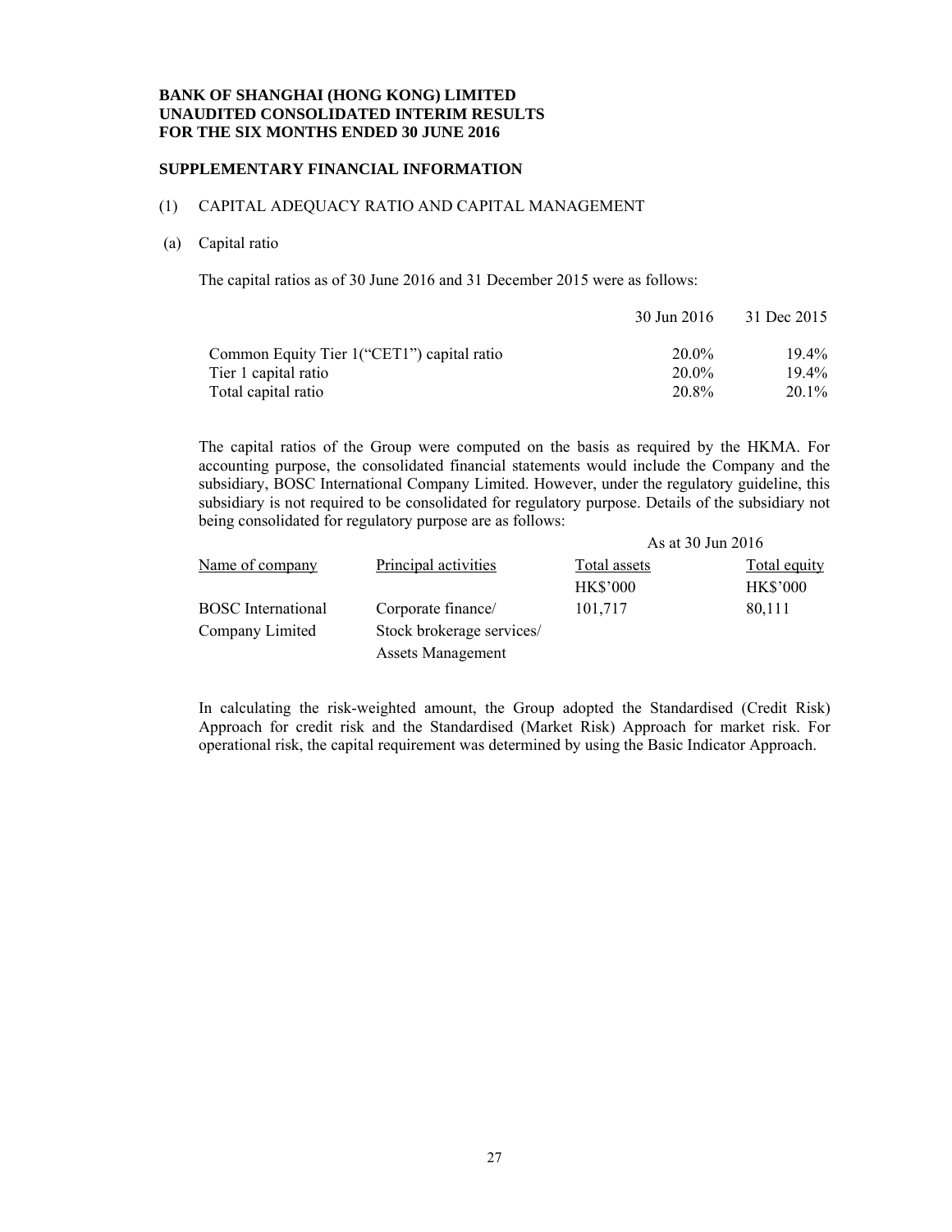**BANK OF SHANGHAI (HONG KONG) LIMITED**
**UNAUDITED CONSOLIDATED INTERIM RESULTS**
**FOR THE SIX MONTHS ENDED 30 JUNE 2016**

## SUPPLEMENTARY FINANCIAL INFORMATION

### (1) CAPITAL ADEQUACY RATIO AND CAPITAL MANAGEMENT

(a) Capital ratio

The capital ratios as of 30 June 2016 and 31 December 2015 were as follows:

| | 30 Jun 2016 | 31 Dec 2015 |
|---|---|---|
| Common Equity Tier 1("CET1") capital ratio | 20.0% | 19.4% |
| Tier 1 capital ratio | 20.0% | 19.4% |
| Total capital ratio | 20.8% | 20.1% |

The capital ratios of the Group were computed on the basis as required by the HKMA. For accounting purpose, the consolidated financial statements would include the Company and the subsidiary, BOSC International Company Limited. However, under the regulatory guideline, this subsidiary is not required to be consolidated for regulatory purpose. Details of the subsidiary not being consolidated for regulatory purpose are as follows:

| | | As at 30 Jun 2016 | |
|---|---|---|---|
| Name of company | Principal activities | Total assets | Total equity |
| | | HK$'000 | HK$'000 |
| BOSC International Company Limited | Corporate finance/ Stock brokerage services/ Assets Management | 101,717 | 80,111 |

In calculating the risk-weighted amount, the Group adopted the Standardised (Credit Risk) Approach for credit risk and the Standardised (Market Risk) Approach for market risk. For operational risk, the capital requirement was determined by using the Basic Indicator Approach.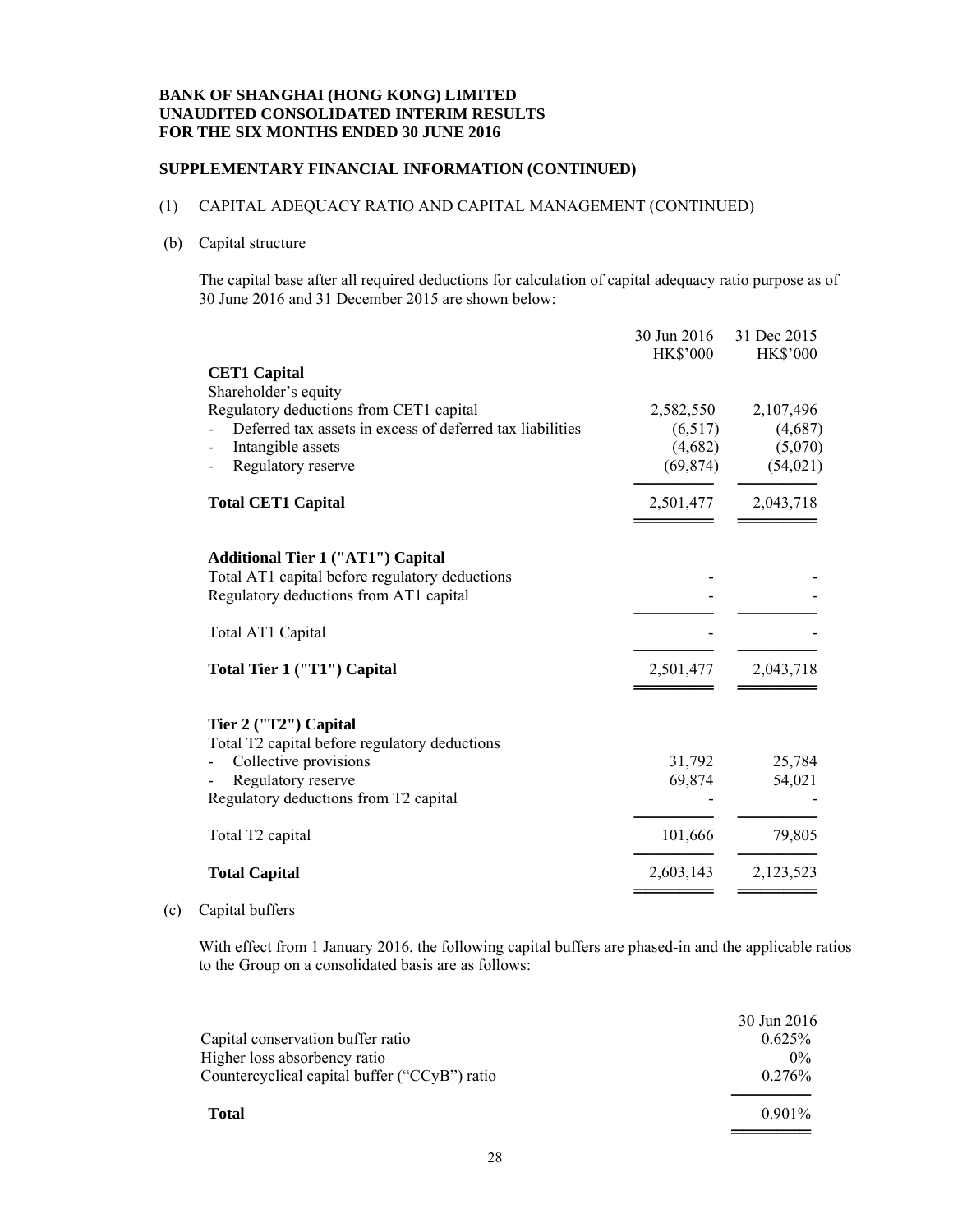**BANK OF SHANGHAI (HONG KONG) LIMITED**
**UNAUDITED CONSOLIDATED INTERIM RESULTS**
**FOR THE SIX MONTHS ENDED 30 JUNE 2016**

## SUPPLEMENTARY FINANCIAL INFORMATION (CONTINUED)

### (1) CAPITAL ADEQUACY RATIO AND CAPITAL MANAGEMENT (CONTINUED)

#### (b) Capital structure

The capital base after all required deductions for calculation of capital adequacy ratio purpose as of 30 June 2016 and 31 December 2015 are shown below:

| | 30 Jun 2016 HK$'000 | 31 Dec 2015 HK$'000 |
|---|---|---|
| **CET1 Capital** | | |
| Shareholder's equity | | |
| Regulatory deductions from CET1 capital | 2,582,550 | 2,107,496 |
| - Deferred tax assets in excess of deferred tax liabilities | (6,517) | (4,687) |
| - Intangible assets | (4,682) | (5,070) |
| - Regulatory reserve | (69,874) | (54,021) |
| **Total CET1 Capital** | 2,501,477 | 2,043,718 |
| **Additional Tier 1 ("AT1") Capital** | | |
| Total AT1 capital before regulatory deductions | - | - |
| Regulatory deductions from AT1 capital | - | - |
| Total AT1 Capital | - | - |
| **Total Tier 1 ("T1") Capital** | 2,501,477 | 2,043,718 |
| **Tier 2 ("T2") Capital** | | |
| Total T2 capital before regulatory deductions | | |
| - Collective provisions | 31,792 | 25,784 |
| - Regulatory reserve | 69,874 | 54,021 |
| Regulatory deductions from T2 capital | - | - |
| Total T2 capital | 101,666 | 79,805 |
| **Total Capital** | 2,603,143 | 2,123,523 |

#### (c) Capital buffers

With effect from 1 January 2016, the following capital buffers are phased-in and the applicable ratios to the Group on a consolidated basis are as follows:

| | 30 Jun 2016 |
|---|---|
| Capital conservation buffer ratio | 0.625% |
| Higher loss absorbency ratio | 0% |
| Countercyclical capital buffer ("CCyB") ratio | 0.276% |
| **Total** | 0.901% |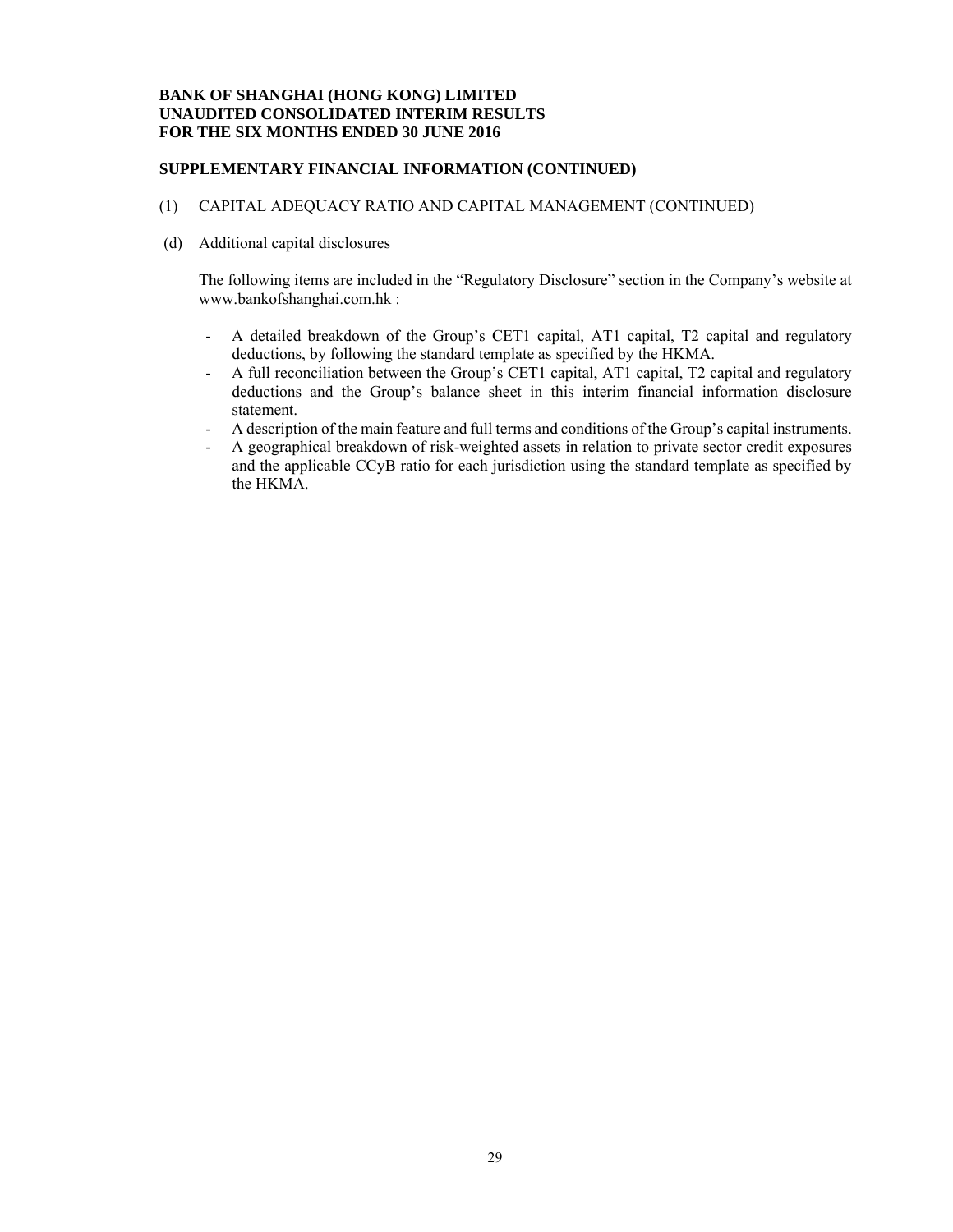**BANK OF SHANGHAI (HONG KONG) LIMITED**
**UNAUDITED CONSOLIDATED INTERIM RESULTS**
**FOR THE SIX MONTHS ENDED 30 JUNE 2016**

**SUPPLEMENTARY FINANCIAL INFORMATION (CONTINUED)**

(1) CAPITAL ADEQUACY RATIO AND CAPITAL MANAGEMENT (CONTINUED)

(d) Additional capital disclosures

The following items are included in the "Regulatory Disclosure" section in the Company's website at www.bankofshanghai.com.hk :

- A detailed breakdown of the Group's CET1 capital, AT1 capital, T2 capital and regulatory deductions, by following the standard template as specified by the HKMA.
- A full reconciliation between the Group's CET1 capital, AT1 capital, T2 capital and regulatory deductions and the Group's balance sheet in this interim financial information disclosure statement.
- A description of the main feature and full terms and conditions of the Group's capital instruments.
- A geographical breakdown of risk-weighted assets in relation to private sector credit exposures and the applicable CCyB ratio for each jurisdiction using the standard template as specified by the HKMA.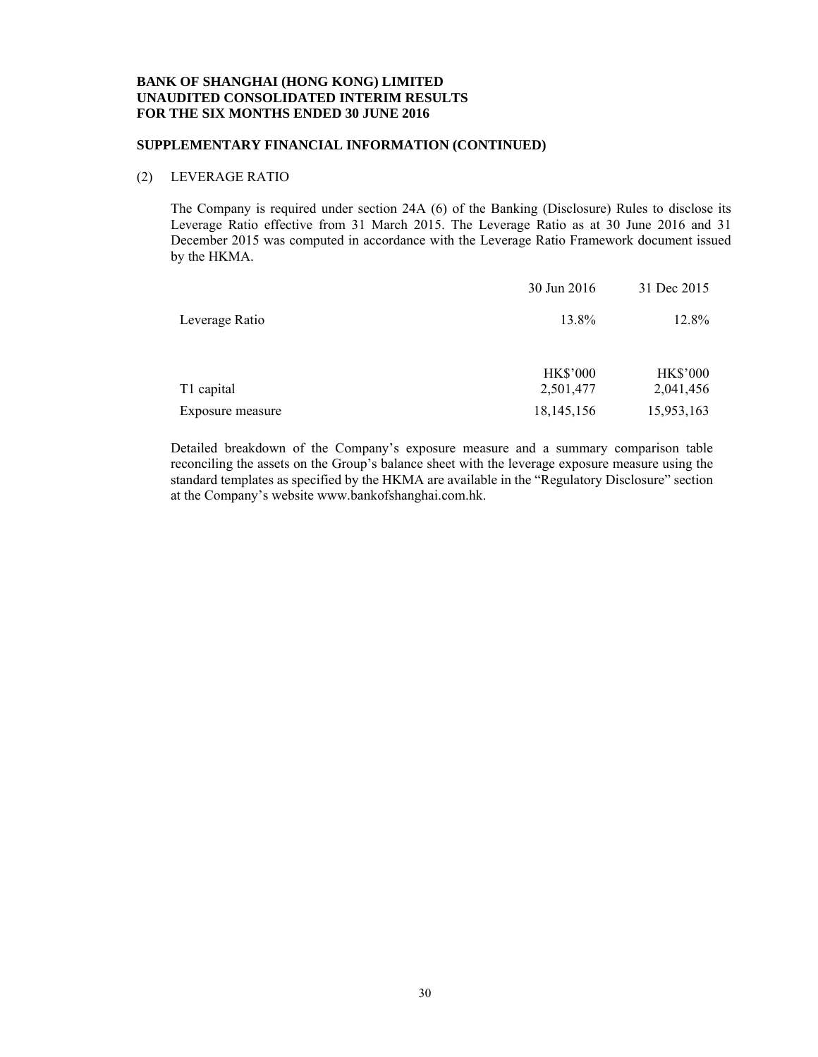**BANK OF SHANGHAI (HONG KONG) LIMITED**
**UNAUDITED CONSOLIDATED INTERIM RESULTS**
**FOR THE SIX MONTHS ENDED 30 JUNE 2016**

**SUPPLEMENTARY FINANCIAL INFORMATION (CONTINUED)**

(2) LEVERAGE RATIO

The Company is required under section 24A (6) of the Banking (Disclosure) Rules to disclose its Leverage Ratio effective from 31 March 2015. The Leverage Ratio as at 30 June 2016 and 31 December 2015 was computed in accordance with the Leverage Ratio Framework document issued by the HKMA.

| | 30 Jun 2016 | 31 Dec 2015 |
|---|---|---|
| Leverage Ratio | 13.8% | 12.8% |
| | HK$'000 | HK$'000 |
| T1 capital | 2,501,477 | 2,041,456 |
| Exposure measure | 18,145,156 | 15,953,163 |

Detailed breakdown of the Company's exposure measure and a summary comparison table reconciling the assets on the Group's balance sheet with the leverage exposure measure using the standard templates as specified by the HKMA are available in the "Regulatory Disclosure" section at the Company's website www.bankofshanghai.com.hk.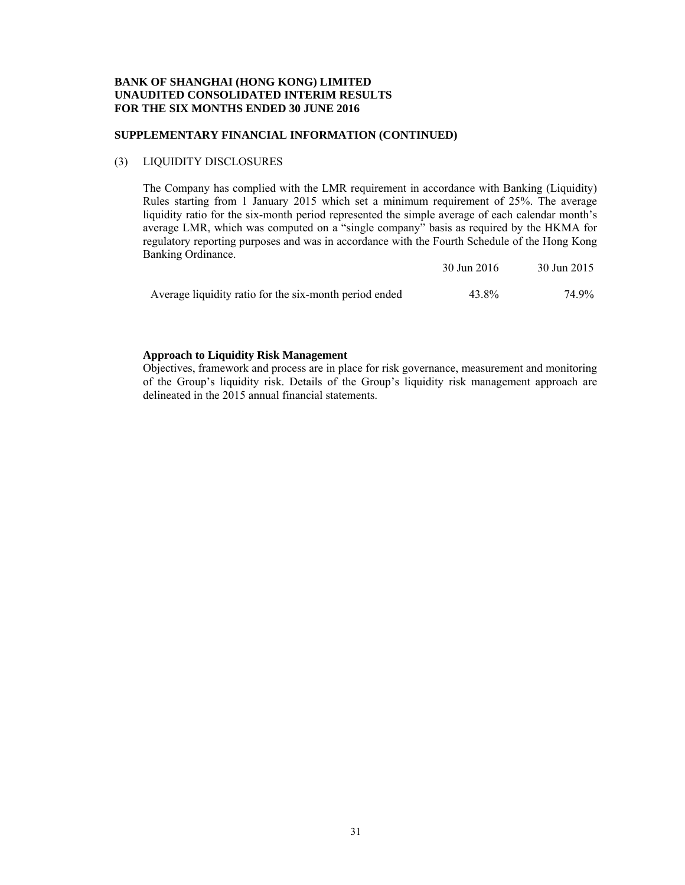**BANK OF SHANGHAI (HONG KONG) LIMITED**
**UNAUDITED CONSOLIDATED INTERIM RESULTS**
**FOR THE SIX MONTHS ENDED 30 JUNE 2016**

**SUPPLEMENTARY FINANCIAL INFORMATION (CONTINUED)**

(3) LIQUIDITY DISCLOSURES

The Company has complied with the LMR requirement in accordance with Banking (Liquidity) Rules starting from 1 January 2015 which set a minimum requirement of 25%. The average liquidity ratio for the six-month period represented the simple average of each calendar month's average LMR, which was computed on a "single company" basis as required by the HKMA for regulatory reporting purposes and was in accordance with the Fourth Schedule of the Hong Kong Banking Ordinance.

| | 30 Jun 2016 | 30 Jun 2015 |
|---|---|---|
| Average liquidity ratio for the six-month period ended | 43.8% | 74.9% |

**Approach to Liquidity Risk Management**

Objectives, framework and process are in place for risk governance, measurement and monitoring of the Group's liquidity risk. Details of the Group's liquidity risk management approach are delineated in the 2015 annual financial statements.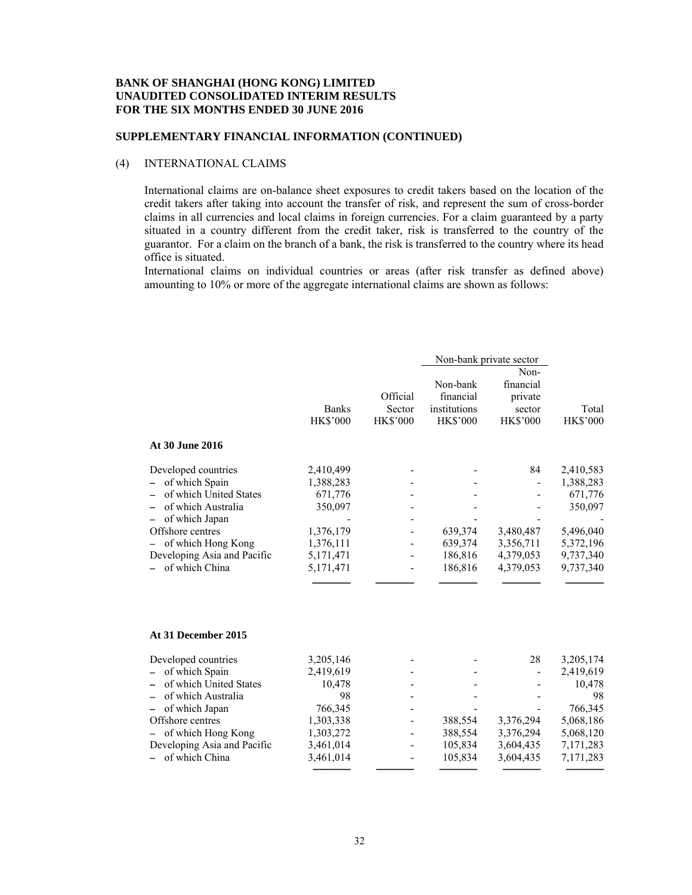**BANK OF SHANGHAI (HONG KONG) LIMITED**
**UNAUDITED CONSOLIDATED INTERIM RESULTS**
**FOR THE SIX MONTHS ENDED 30 JUNE 2016**

**SUPPLEMENTARY FINANCIAL INFORMATION (CONTINUED)**

(4) INTERNATIONAL CLAIMS

International claims are on-balance sheet exposures to credit takers based on the location of the credit takers after taking into account the transfer of risk, and represent the sum of cross-border claims in all currencies and local claims in foreign currencies. For a claim guaranteed by a party situated in a country different from the credit taker, risk is transferred to the country of the guarantor. For a claim on the branch of a bank, the risk is transferred to the country where its head office is situated.

International claims on individual countries or areas (after risk transfer as defined above) amounting to 10% or more of the aggregate international claims are shown as follows:

| | | | Non-bank private sector | | |
|---|---|---|---|---|---|
| | Banks HK$'000 | Official Sector HK$'000 | Non-bank financial institutions HK$'000 | Non-financial private sector HK$'000 | Total HK$'000 |
| **At 30 June 2016** | | | | | |
| Developed countries | 2,410,499 | - | - | 84 | 2,410,583 |
| – of which Spain | 1,388,283 | - | - | - | 1,388,283 |
| – of which United States | 671,776 | - | - | - | 671,776 |
| – of which Australia | 350,097 | - | - | - | 350,097 |
| – of which Japan | - | - | - | - | - |
| Offshore centres | 1,376,179 | - | 639,374 | 3,480,487 | 5,496,040 |
| – of which Hong Kong | 1,376,111 | - | 639,374 | 3,356,711 | 5,372,196 |
| Developing Asia and Pacific | 5,171,471 | - | 186,816 | 4,379,053 | 9,737,340 |
| – of which China | 5,171,471 | - | 186,816 | 4,379,053 | 9,737,340 |
| **At 31 December 2015** | | | | | |
| Developed countries | 3,205,146 | - | - | 28 | 3,205,174 |
| – of which Spain | 2,419,619 | - | - | - | 2,419,619 |
| – of which United States | 10,478 | - | - | - | 10,478 |
| – of which Australia | 98 | - | - | - | 98 |
| – of which Japan | 766,345 | - | - | - | 766,345 |
| Offshore centres | 1,303,338 | - | 388,554 | 3,376,294 | 5,068,186 |
| – of which Hong Kong | 1,303,272 | - | 388,554 | 3,376,294 | 5,068,120 |
| Developing Asia and Pacific | 3,461,014 | - | 105,834 | 3,604,435 | 7,171,283 |
| – of which China | 3,461,014 | - | 105,834 | 3,604,435 | 7,171,283 |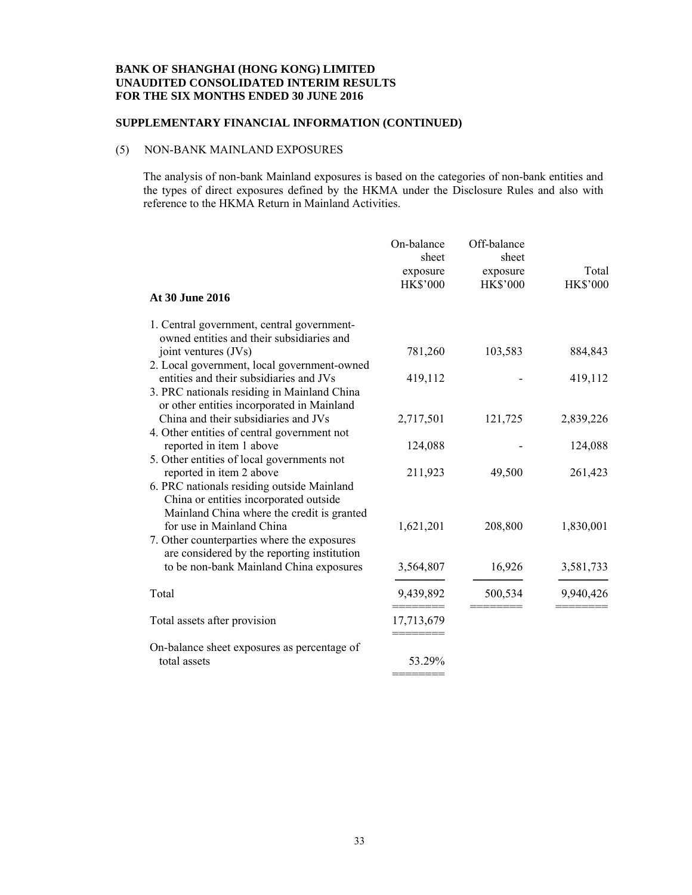**BANK OF SHANGHAI (HONG KONG) LIMITED**
**UNAUDITED CONSOLIDATED INTERIM RESULTS**
**FOR THE SIX MONTHS ENDED 30 JUNE 2016**

**SUPPLEMENTARY FINANCIAL INFORMATION (CONTINUED)**

(5) NON-BANK MAINLAND EXPOSURES

The analysis of non-bank Mainland exposures is based on the categories of non-bank entities and the types of direct exposures defined by the HKMA under the Disclosure Rules and also with reference to the HKMA Return in Mainland Activities.

| **At 30 June 2016** | On-balance sheet exposure HK$'000 | Off-balance sheet exposure HK$'000 | Total HK$'000 |
|---|---|---|---|
| 1. Central government, central government-owned entities and their subsidiaries and joint ventures (JVs) | 781,260 | 103,583 | 884,843 |
| 2. Local government, local government-owned entities and their subsidiaries and JVs | 419,112 | - | 419,112 |
| 3. PRC nationals residing in Mainland China or other entities incorporated in Mainland China and their subsidiaries and JVs | 2,717,501 | 121,725 | 2,839,226 |
| 4. Other entities of central government not reported in item 1 above | 124,088 | - | 124,088 |
| 5. Other entities of local governments not reported in item 2 above | 211,923 | 49,500 | 261,423 |
| 6. PRC nationals residing outside Mainland China or entities incorporated outside Mainland China where the credit is granted for use in Mainland China | 1,621,201 | 208,800 | 1,830,001 |
| 7. Other counterparties where the exposures are considered by the reporting institution to be non-bank Mainland China exposures | 3,564,807 | 16,926 | 3,581,733 |
| Total | 9,439,892 | 500,534 | 9,940,426 |
| Total assets after provision | 17,713,679 | | |
| On-balance sheet exposures as percentage of total assets | 53.29% | | |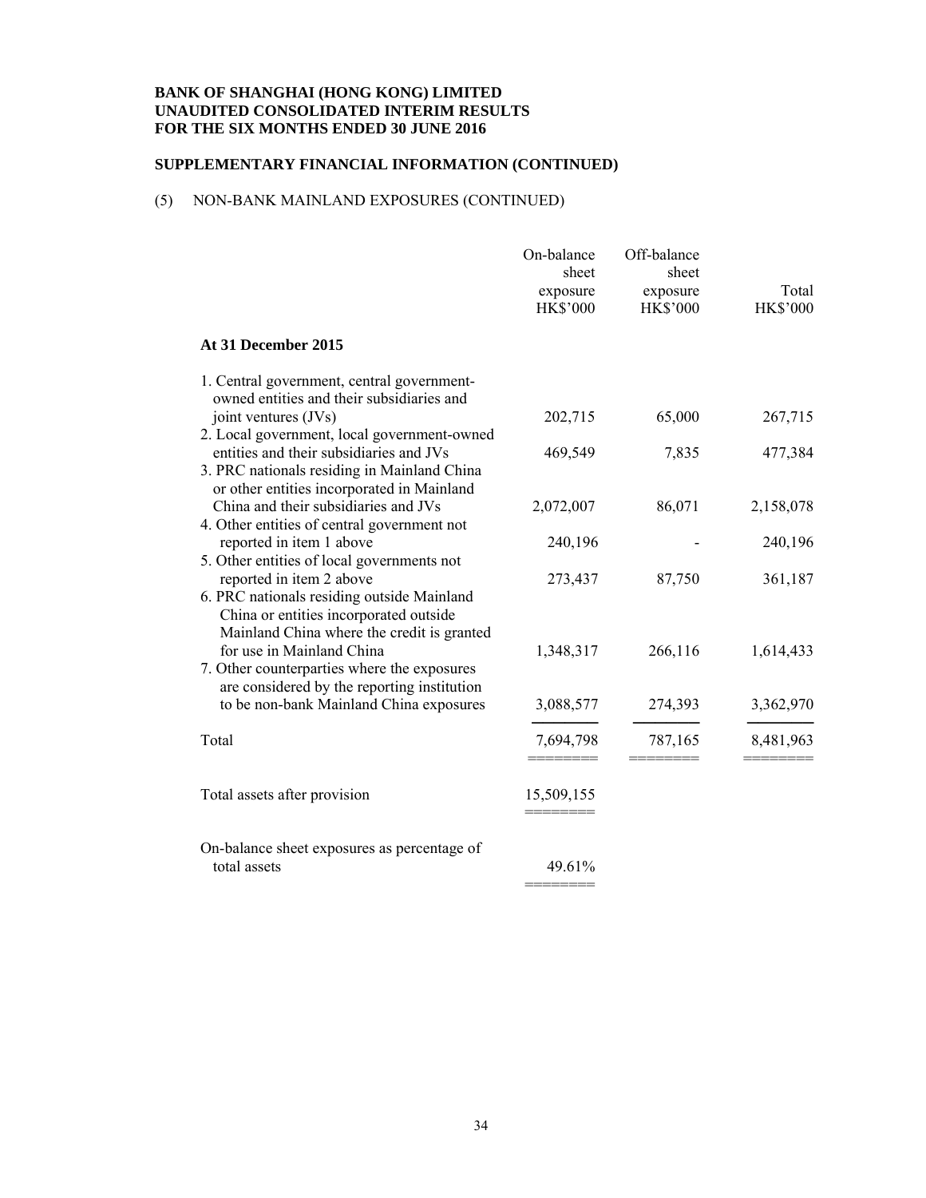**BANK OF SHANGHAI (HONG KONG) LIMITED**
**UNAUDITED CONSOLIDATED INTERIM RESULTS**
**FOR THE SIX MONTHS ENDED 30 JUNE 2016**

## SUPPLEMENTARY FINANCIAL INFORMATION (CONTINUED)

(5) NON-BANK MAINLAND EXPOSURES (CONTINUED)

| | On-balance sheet exposure HK$'000 | Off-balance sheet exposure HK$'000 | Total HK$'000 |
|---|---|---|---|
| **At 31 December 2015** | | | |
| 1. Central government, central government-owned entities and their subsidiaries and joint ventures (JVs) | 202,715 | 65,000 | 267,715 |
| 2. Local government, local government-owned entities and their subsidiaries and JVs | 469,549 | 7,835 | 477,384 |
| 3. PRC nationals residing in Mainland China or other entities incorporated in Mainland China and their subsidiaries and JVs | 2,072,007 | 86,071 | 2,158,078 |
| 4. Other entities of central government not reported in item 1 above | 240,196 | - | 240,196 |
| 5. Other entities of local governments not reported in item 2 above | 273,437 | 87,750 | 361,187 |
| 6. PRC nationals residing outside Mainland China or entities incorporated outside Mainland China where the credit is granted for use in Mainland China | 1,348,317 | 266,116 | 1,614,433 |
| 7. Other counterparties where the exposures are considered by the reporting institution to be non-bank Mainland China exposures | 3,088,577 | 274,393 | 3,362,970 |
| Total | 7,694,798 | 787,165 | 8,481,963 |
| Total assets after provision | 15,509,155 | | |
| On-balance sheet exposures as percentage of total assets | 49.61% | | |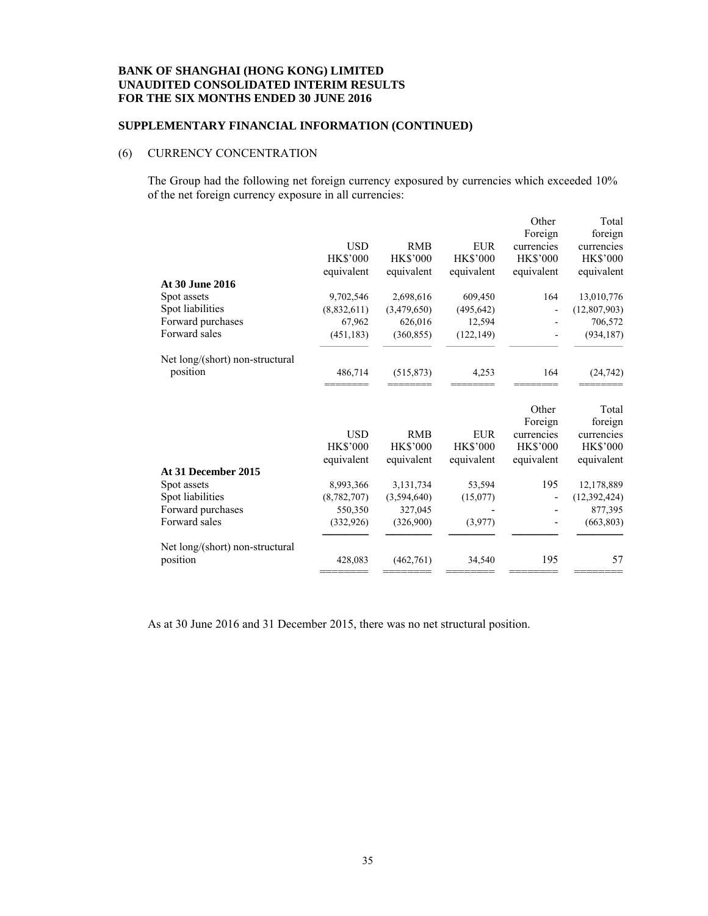**BANK OF SHANGHAI (HONG KONG) LIMITED**
**UNAUDITED CONSOLIDATED INTERIM RESULTS**
**FOR THE SIX MONTHS ENDED 30 JUNE 2016**

**SUPPLEMENTARY FINANCIAL INFORMATION (CONTINUED)**

(6) CURRENCY CONCENTRATION

The Group had the following net foreign currency exposured by currencies which exceeded 10% of the net foreign currency exposure in all currencies:

| | USD HK$'000 equivalent | RMB HK$'000 equivalent | EUR HK$'000 equivalent | Other Foreign currencies HK$'000 equivalent | Total foreign currencies HK$'000 equivalent |
|---|---|---|---|---|---|
| **At 30 June 2016** | | | | | |
| Spot assets | 9,702,546 | 2,698,616 | 609,450 | 164 | 13,010,776 |
| Spot liabilities | (8,832,611) | (3,479,650) | (495,642) | - | (12,807,903) |
| Forward purchases | 67,962 | 626,016 | 12,594 | - | 706,572 |
| Forward sales | (451,183) | (360,855) | (122,149) | - | (934,187) |
| Net long/(short) non-structural position | 486,714 | (515,873) | 4,253 | 164 | (24,742) |

| | USD HK$'000 equivalent | RMB HK$'000 equivalent | EUR HK$'000 equivalent | Other Foreign currencies HK$'000 equivalent | Total foreign currencies HK$'000 equivalent |
|---|---|---|---|---|---|
| **At 31 December 2015** | | | | | |
| Spot assets | 8,993,366 | 3,131,734 | 53,594 | 195 | 12,178,889 |
| Spot liabilities | (8,782,707) | (3,594,640) | (15,077) | - | (12,392,424) |
| Forward purchases | 550,350 | 327,045 | - | - | 877,395 |
| Forward sales | (332,926) | (326,900) | (3,977) | - | (663,803) |
| Net long/(short) non-structural position | 428,083 | (462,761) | 34,540 | 195 | 57 |

As at 30 June 2016 and 31 December 2015, there was no net structural position.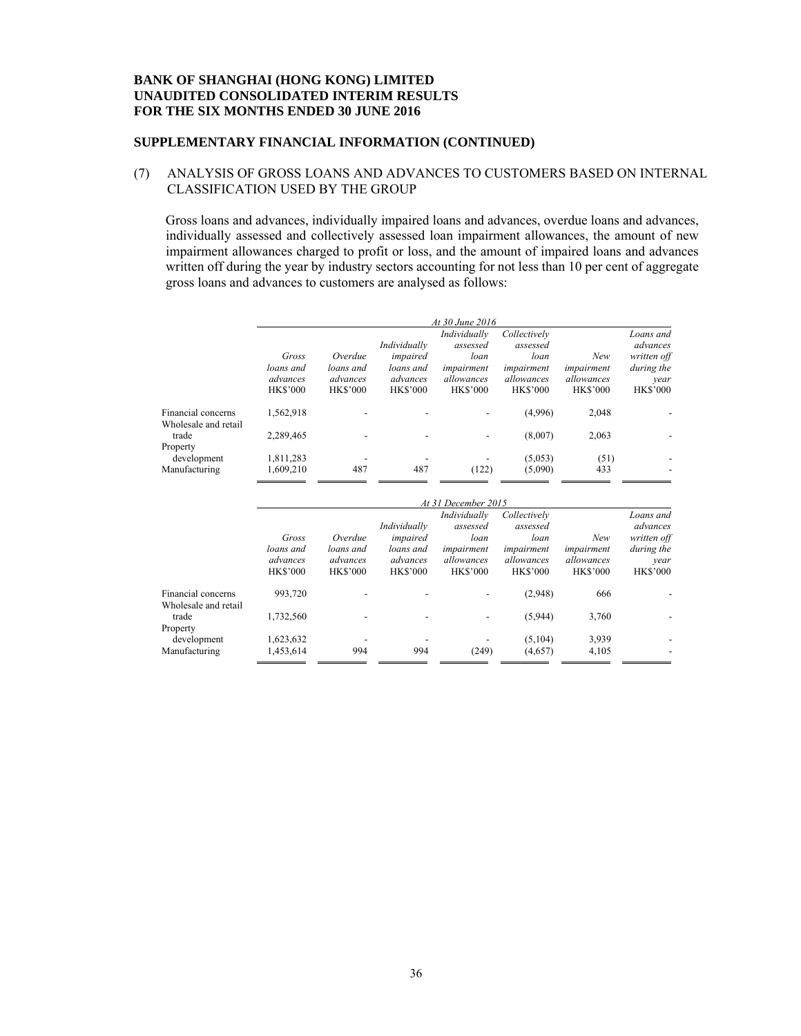**BANK OF SHANGHAI (HONG KONG) LIMITED**
**UNAUDITED CONSOLIDATED INTERIM RESULTS**
**FOR THE SIX MONTHS ENDED 30 JUNE 2016**

**SUPPLEMENTARY FINANCIAL INFORMATION (CONTINUED)**

(7) ANALYSIS OF GROSS LOANS AND ADVANCES TO CUSTOMERS BASED ON INTERNAL CLASSIFICATION USED BY THE GROUP

Gross loans and advances, individually impaired loans and advances, overdue loans and advances, individually assessed and collectively assessed loan impairment allowances, the amount of new impairment allowances charged to profit or loss, and the amount of impaired loans and advances written off during the year by industry sectors accounting for not less than 10 per cent of aggregate gross loans and advances to customers are analysed as follows:

| | *At 30 June 2016* | | | | | | |
|---|---|---|---|---|---|---|---|
| | *Gross loans and advances* HK$'000 | *Overdue loans and advances* HK$'000 | *Individually impaired loans and advances* HK$'000 | *Individually assessed loan impairment allowances* HK$'000 | *Collectively assessed loan impairment allowances* HK$'000 | *New impairment allowances* HK$'000 | *Loans and advances written off during the year* HK$'000 |
| Financial concerns | 1,562,918 | - | - | - | (4,996) | 2,048 | - |
| Wholesale and retail trade | 2,289,465 | - | - | - | (8,007) | 2,063 | - |
| Property development | 1,811,283 | - | - | - | (5,053) | (51) | - |
| Manufacturing | 1,609,210 | 487 | 487 | (122) | (5,090) | 433 | - |

| | *At 31 December 2015* | | | | | | |
|---|---|---|---|---|---|---|---|
| | *Gross loans and advances* HK$'000 | *Overdue loans and advances* HK$'000 | *Individually impaired loans and advances* HK$'000 | *Individually assessed loan impairment allowances* HK$'000 | *Collectively assessed loan impairment allowances* HK$'000 | *New impairment allowances* HK$'000 | *Loans and advances written off during the year* HK$'000 |
| Financial concerns | 993,720 | - | - | - | (2,948) | 666 | - |
| Wholesale and retail trade | 1,732,560 | - | - | - | (5,944) | 3,760 | - |
| Property development | 1,623,632 | - | - | - | (5,104) | 3,939 | - |
| Manufacturing | 1,453,614 | 994 | 994 | (249) | (4,657) | 4,105 | - |